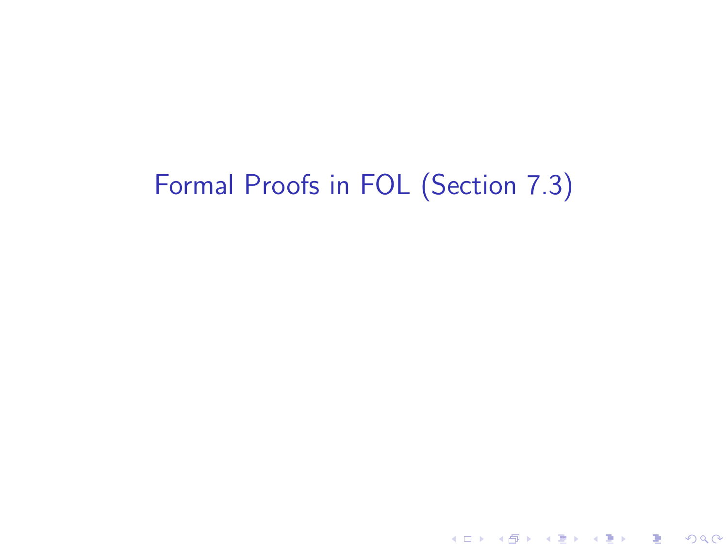# Formal Proofs in FOL (Section 7.3)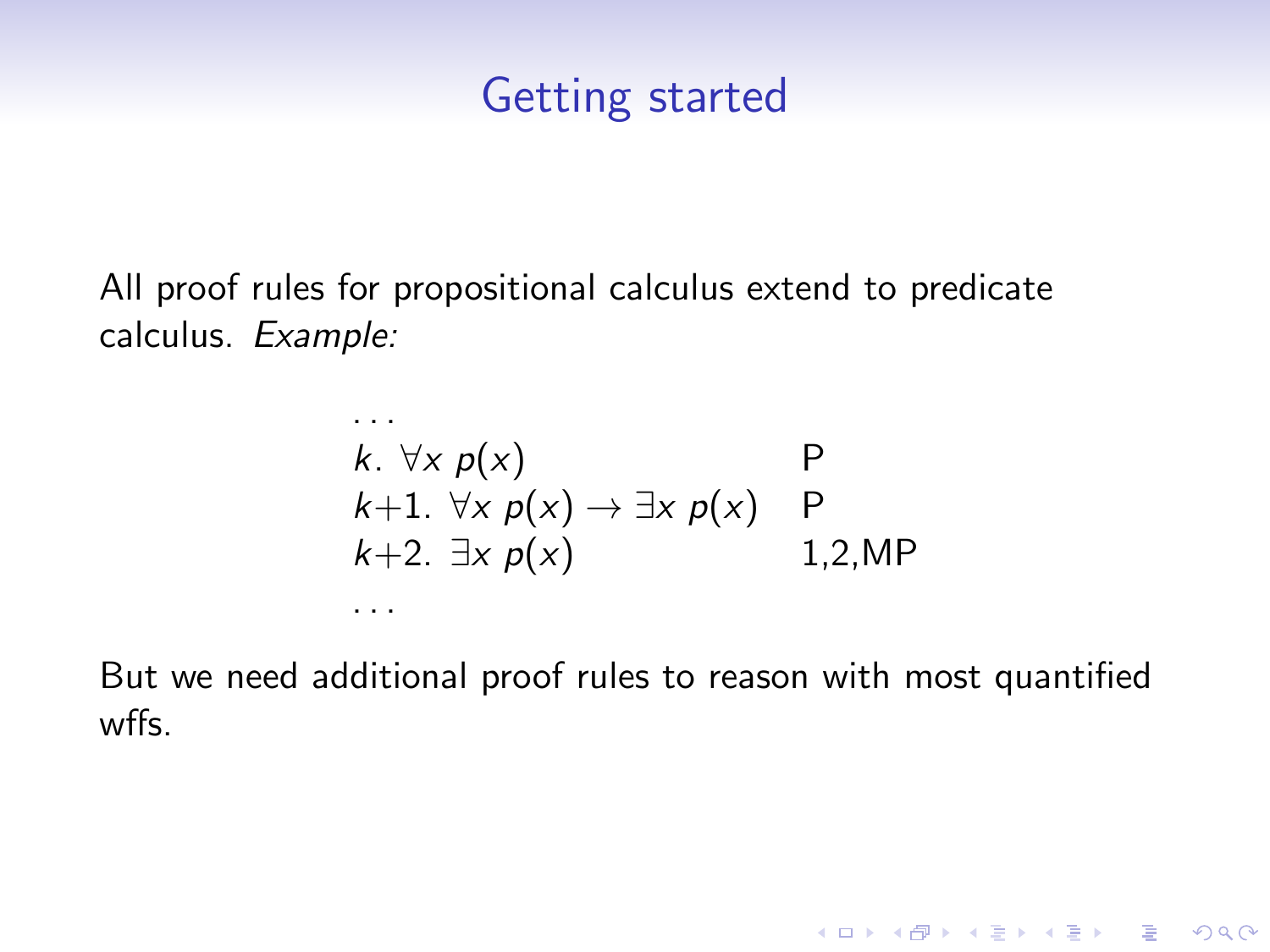# Getting started

All proof rules for propositional calculus extend to predicate calculus. *Example:*

| | | |
|---|---|---|
| ... | | |
| $k$. | $\forall x\ p(x)$ | P |
| $k+1$. | $\forall x\ p(x) \rightarrow \exists x\ p(x)$ | P |
| $k+2$. | $\exists x\ p(x)$ | 1,2,MP |
| ... | | |

But we need additional proof rules to reason with most quantified wffs.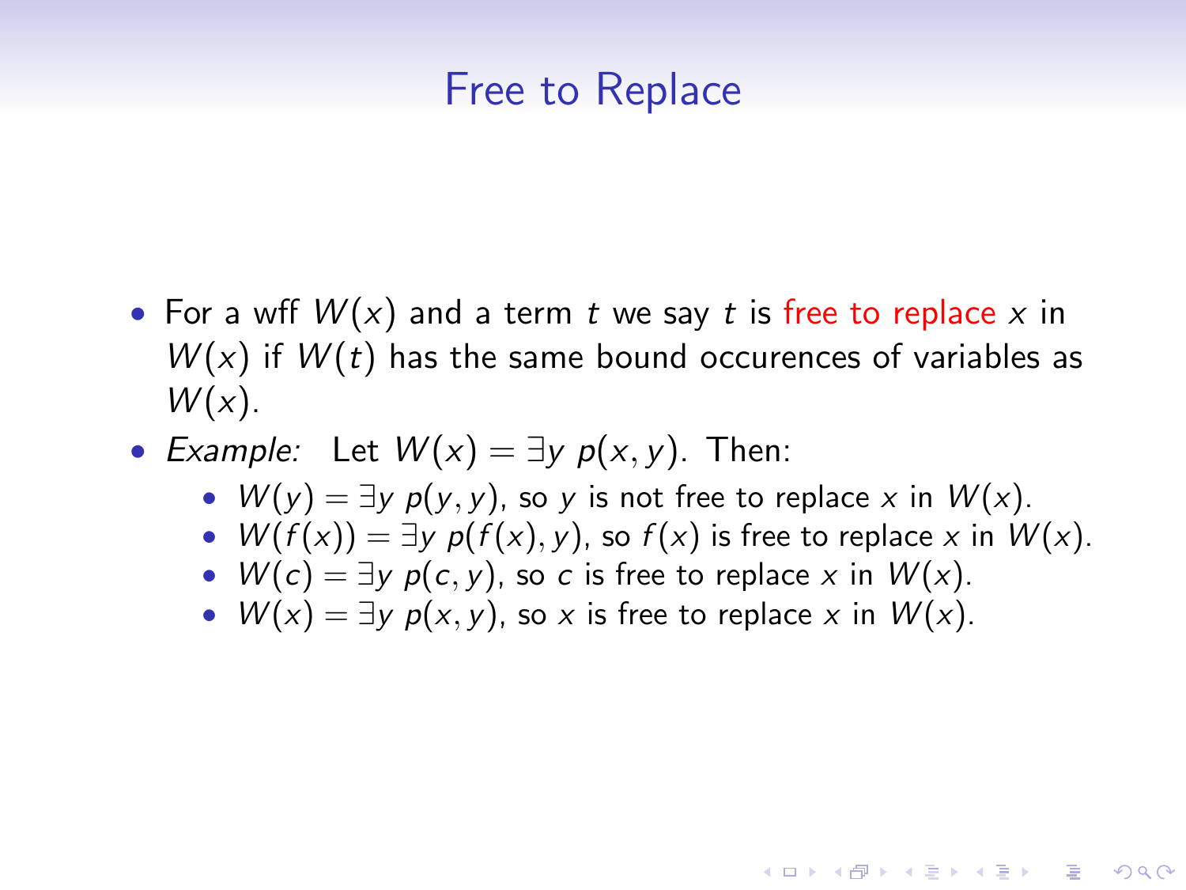# Free to Replace

- For a wff $W(x)$ and a term $t$ we say $t$ is free to replace $x$ in $W(x)$ if $W(t)$ has the same bound occurences of variables as $W(x)$.
- *Example:* Let $W(x) = \exists y\ p(x, y)$. Then:
  - $W(y) = \exists y\ p(y, y)$, so $y$ is not free to replace $x$ in $W(x)$.
  - $W(f(x)) = \exists y\ p(f(x), y)$, so $f(x)$ is free to replace $x$ in $W(x)$.
  - $W(c) = \exists y\ p(c, y)$, so $c$ is free to replace $x$ in $W(x)$.
  - $W(x) = \exists y\ p(x, y)$, so $x$ is free to replace $x$ in $W(x)$.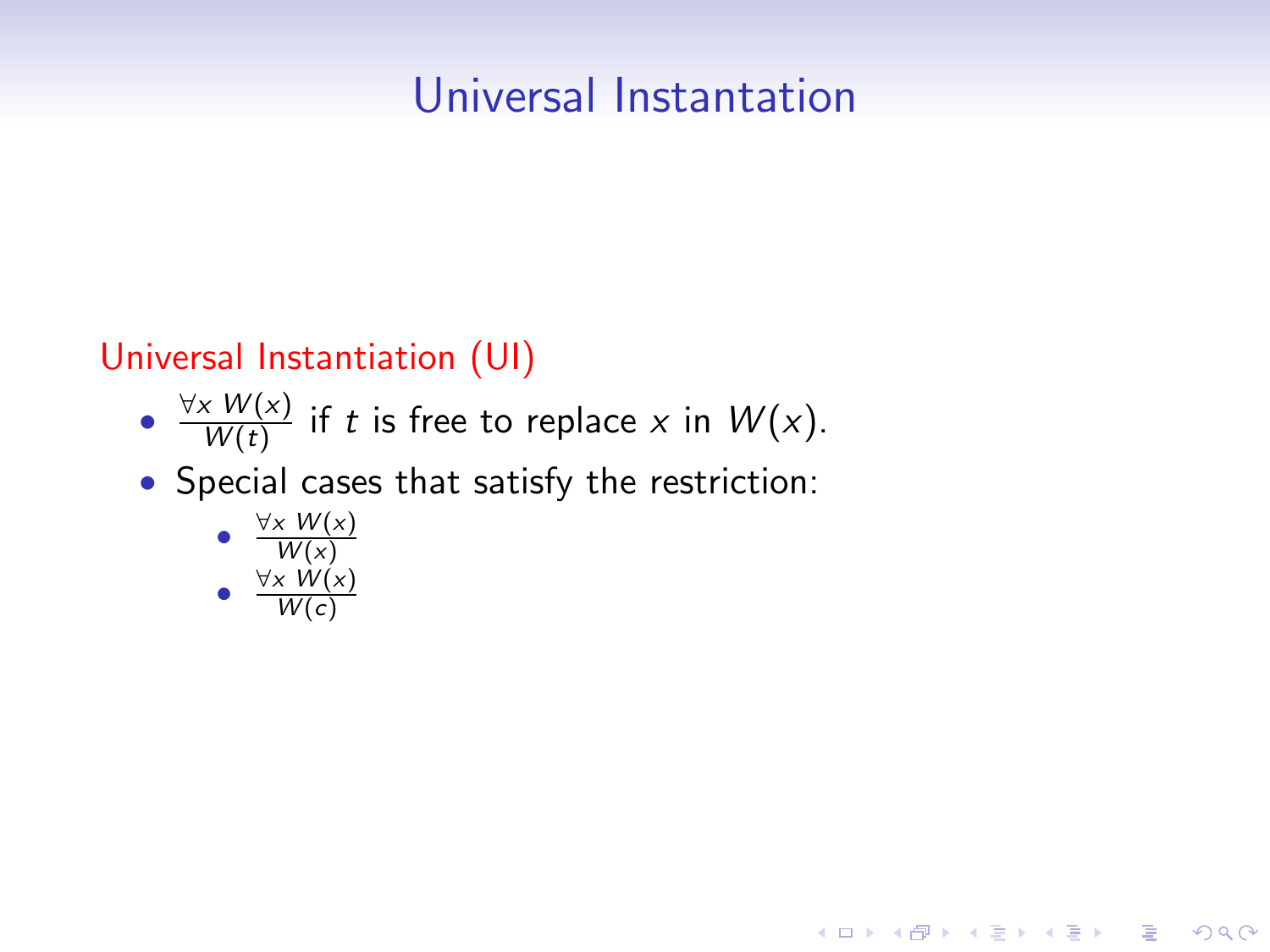# Universal Instantation

Universal Instantiation (UI)

- $\frac{\forall x \ W(x)}{W(t)}$ if $t$ is free to replace $x$ in $W(x)$.
- Special cases that satisfy the restriction:
  - $\frac{\forall x \ W(x)}{W(x)}$
  - $\frac{\forall x \ W(x)}{W(c)}$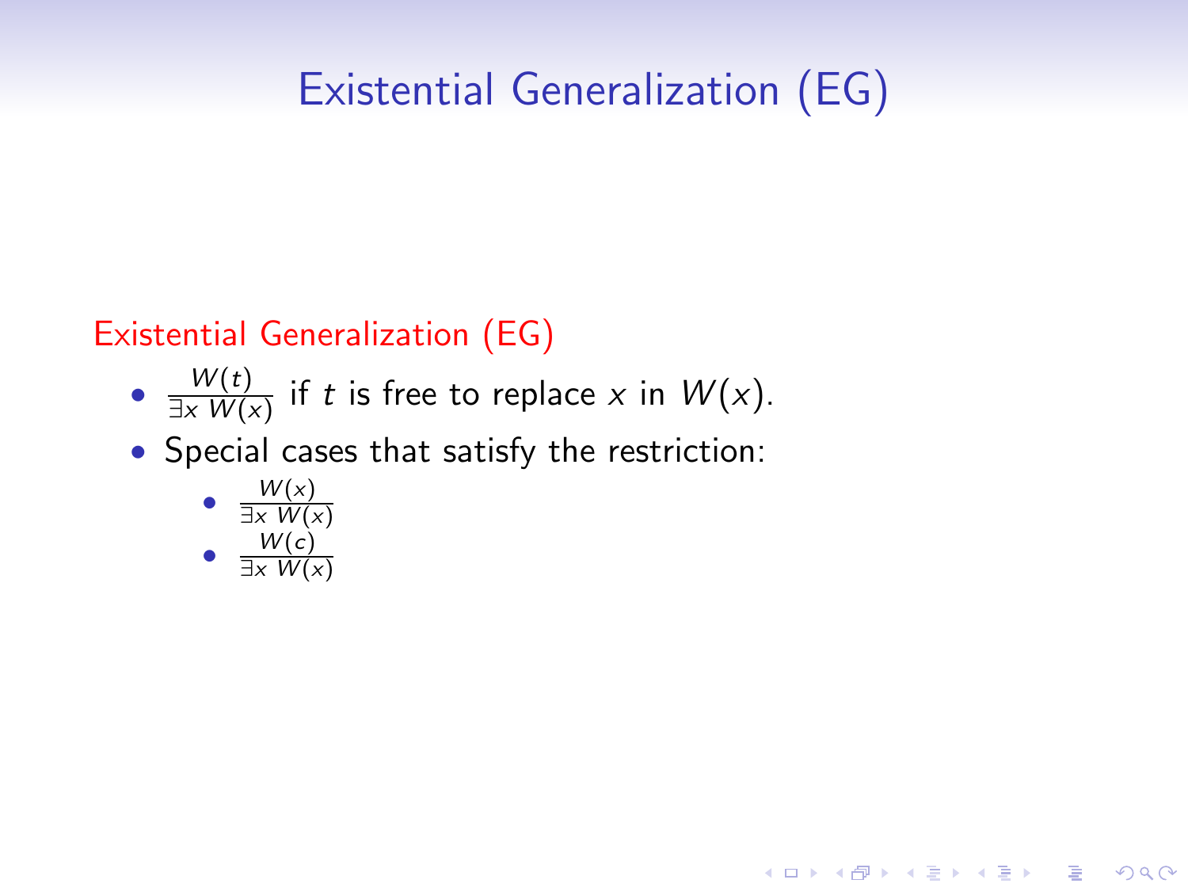# Existential Generalization (EG)

## Existential Generalization (EG)

- $\frac{W(t)}{\exists x\ W(x)}$ if $t$ is free to replace $x$ in $W(x)$.
- Special cases that satisfy the restriction:
  - $\frac{W(x)}{\exists x\ W(x)}$
  - $\frac{W(c)}{\exists x\ W(x)}$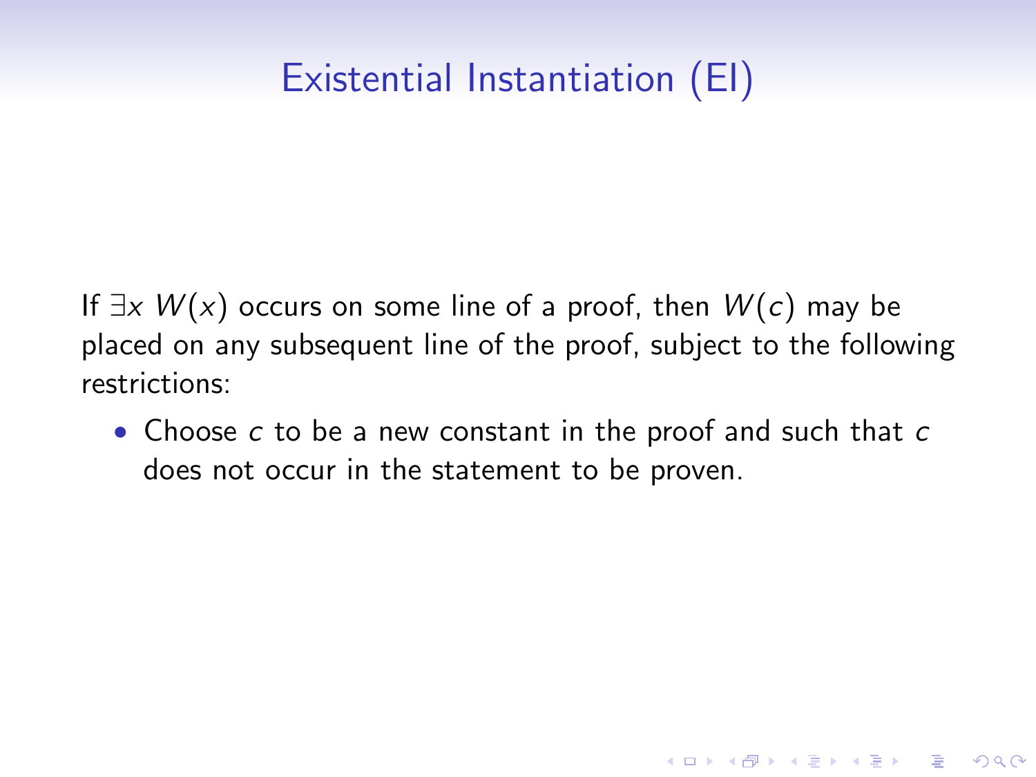# Existential Instantiation (EI)

If $\exists x \; W(x)$ occurs on some line of a proof, then $W(c)$ may be placed on any subsequent line of the proof, subject to the following restrictions:

- Choose $c$ to be a new constant in the proof and such that $c$ does not occur in the statement to be proven.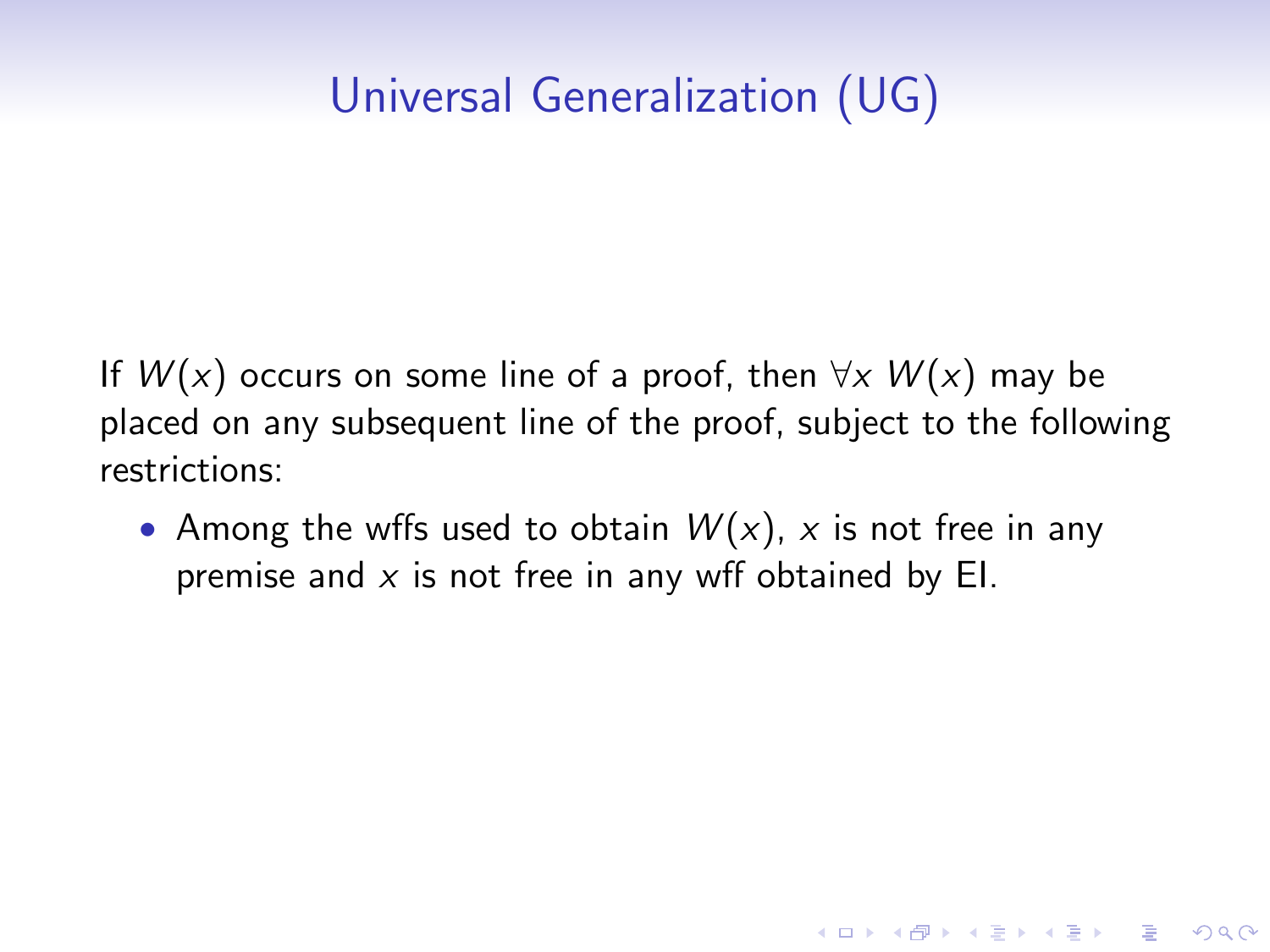# Universal Generalization (UG)

If $W(x)$ occurs on some line of a proof, then $\forall x\ W(x)$ may be placed on any subsequent line of the proof, subject to the following restrictions:

- Among the wffs used to obtain $W(x)$, $x$ is not free in any premise and $x$ is not free in any wff obtained by EI.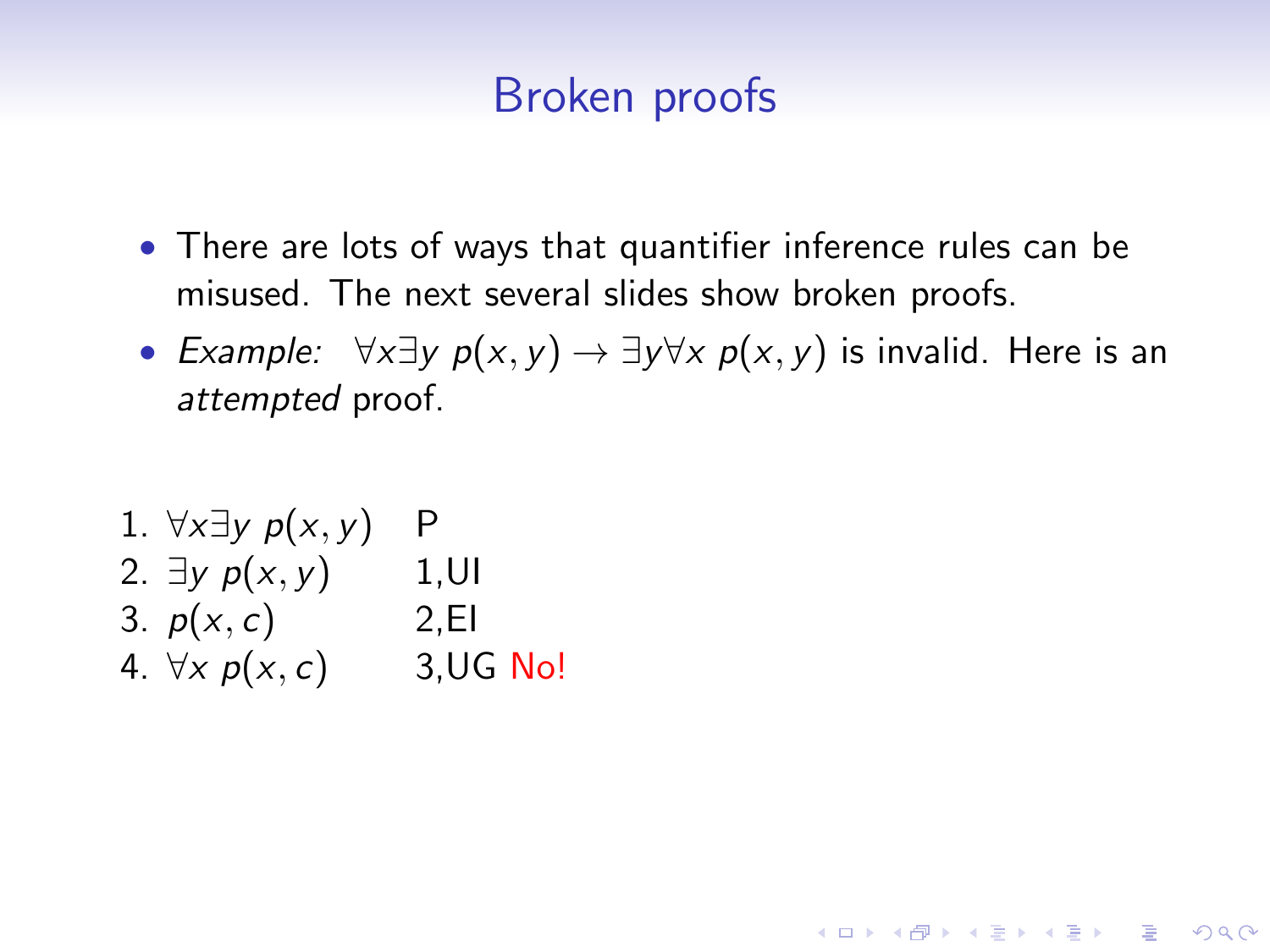# Broken proofs

- There are lots of ways that quantifier inference rules can be misused. The next several slides show broken proofs.
- *Example:* $\forall x \exists y \; p(x, y) \rightarrow \exists y \forall x \; p(x, y)$ is invalid. Here is an *attempted* proof.

| | | |
|---|---|---|
| 1. | $\forall x \exists y \; p(x, y)$ | P |
| 2. | $\exists y \; p(x, y)$ | 1,UI |
| 3. | $p(x, c)$ | 2,EI |
| 4. | $\forall x \; p(x, c)$ | 3,UG No! |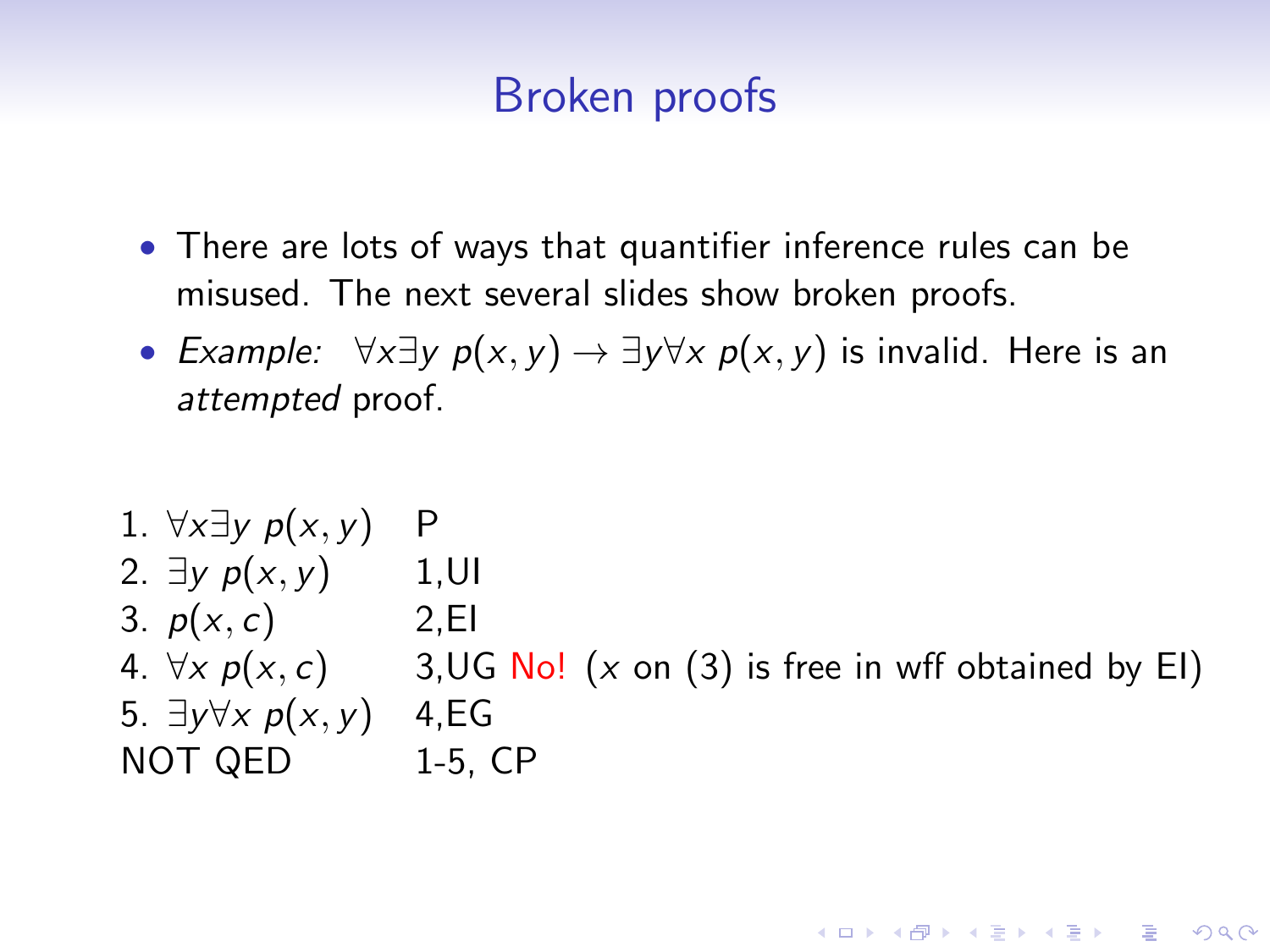# Broken proofs

- There are lots of ways that quantifier inference rules can be misused. The next several slides show broken proofs.
- *Example:* $\forall x \exists y\ p(x, y) \to \exists y \forall x\ p(x, y)$ is invalid. Here is an *attempted* proof.

| | | |
|---|---|---|
| 1. | $\forall x \exists y\ p(x, y)$ | P |
| 2. | $\exists y\ p(x, y)$ | 1,UI |
| 3. | $p(x, c)$ | 2,EI |
| 4. | $\forall x\ p(x, c)$ | 3,UG **No!** ($x$ on (3) is free in wff obtained by EI) |
| 5. | $\exists y \forall x\ p(x, y)$ | 4,EG |
| NOT QED | | 1-5, CP |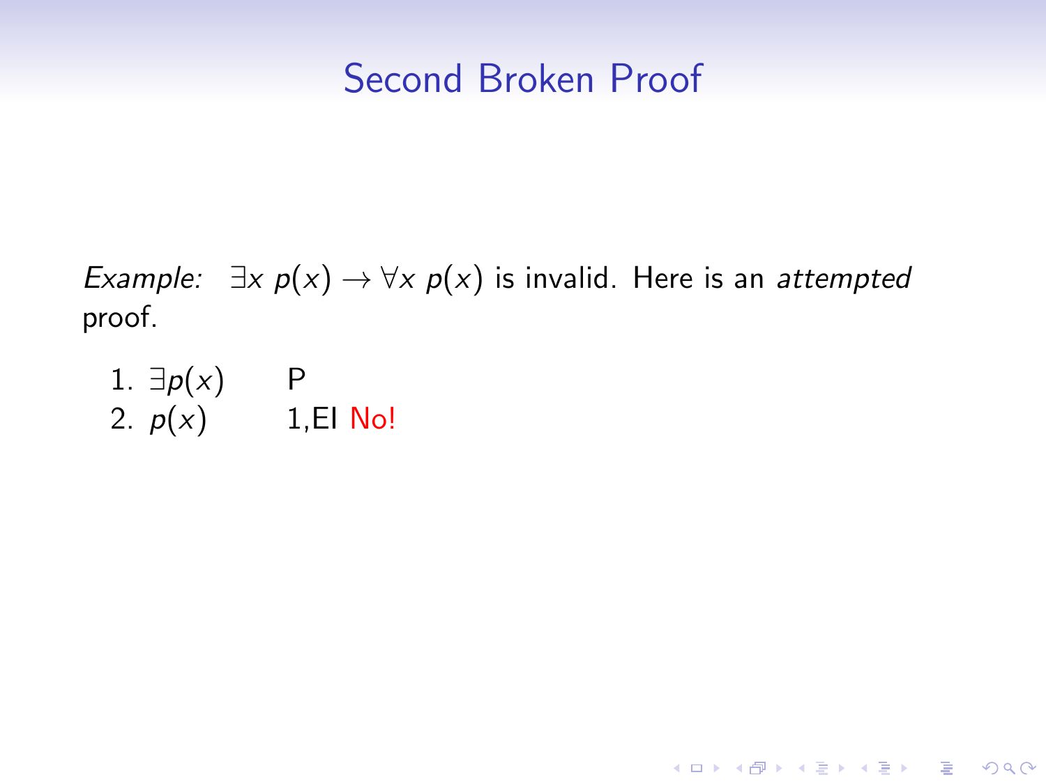# Second Broken Proof

*Example:* $\exists x\ p(x) \rightarrow \forall x\ p(x)$ is invalid. Here is an *attempted* proof.

| | | |
|---|---|---|
| 1. | $\exists p(x)$ | P |
| 2. | $p(x)$ | 1,EI No! |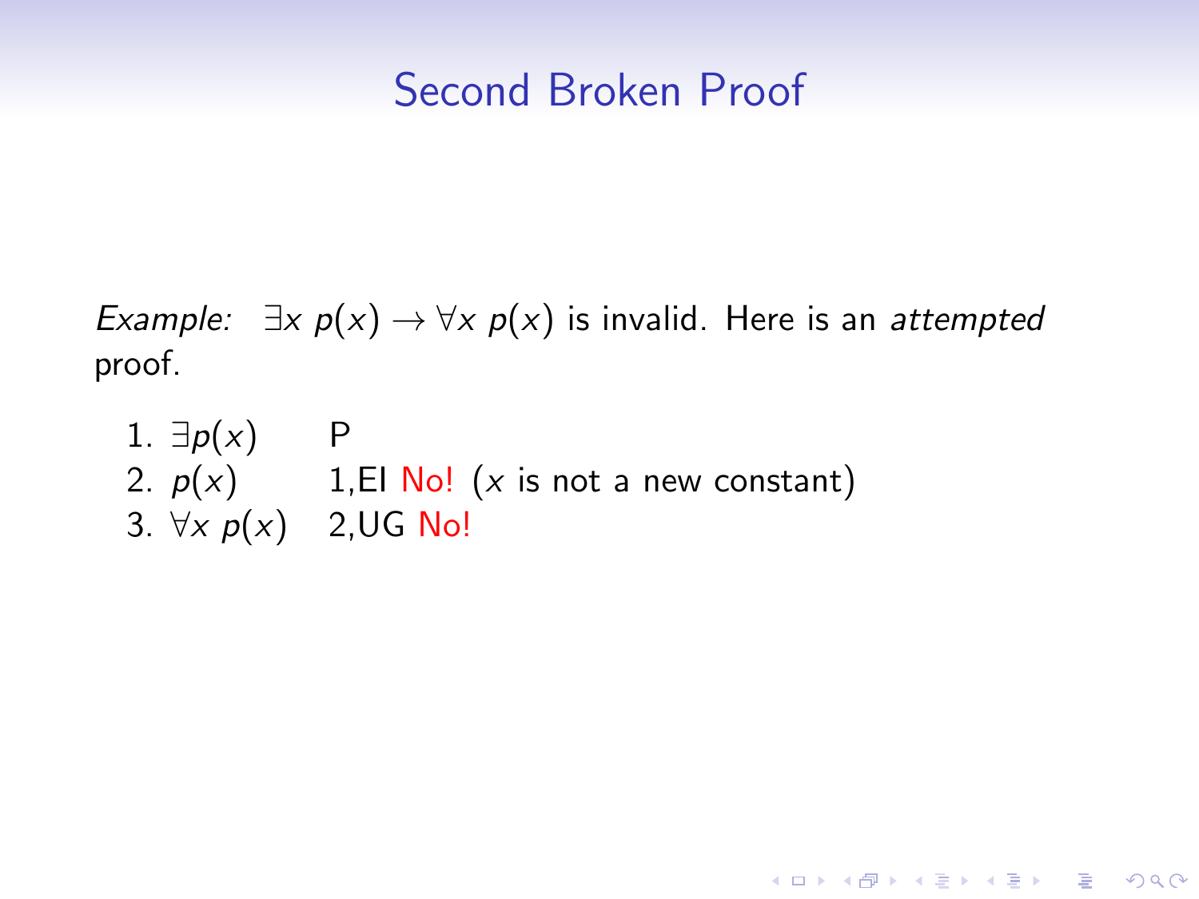## Second Broken Proof

*Example:* $\exists x\ p(x) \rightarrow \forall x\ p(x)$ is invalid. Here is an *attempted* proof.

1. $\exists p(x)$ P
2. $p(x)$ 1,EI No! ($x$ is not a new constant)
3. $\forall x\ p(x)$ 2,UG No!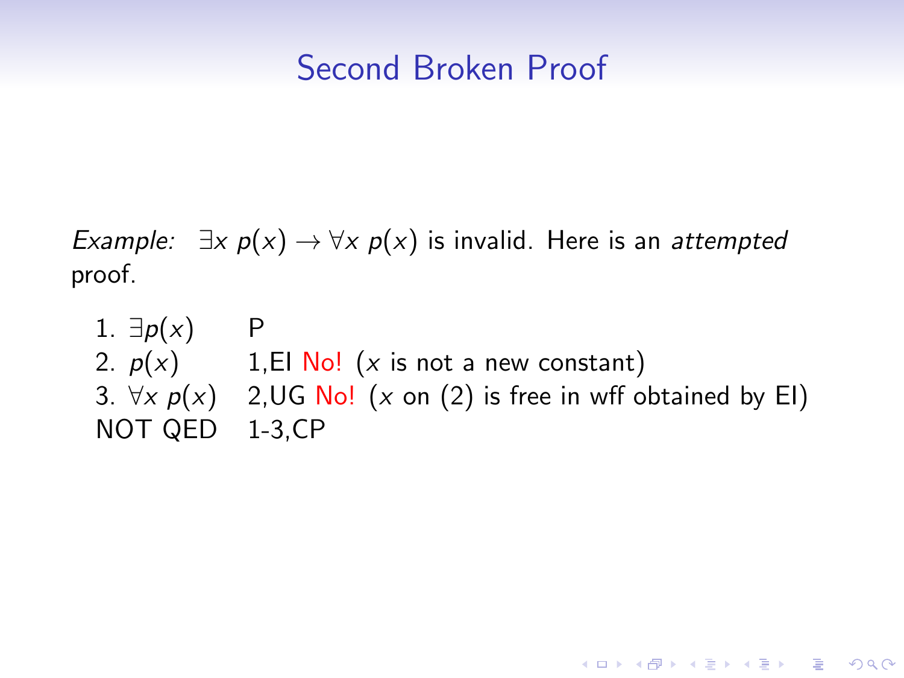# Second Broken Proof

*Example:* $\exists x\ p(x) \rightarrow \forall x\ p(x)$ is invalid. Here is an *attempted* proof.

| | |
|---|---|
| 1. $\exists p(x)$ | P |
| 2. $p(x)$ | 1,EI No! ($x$ is not a new constant) |
| 3. $\forall x\ p(x)$ | 2,UG No! ($x$ on (2) is free in wff obtained by EI) |
| NOT QED | 1-3,CP |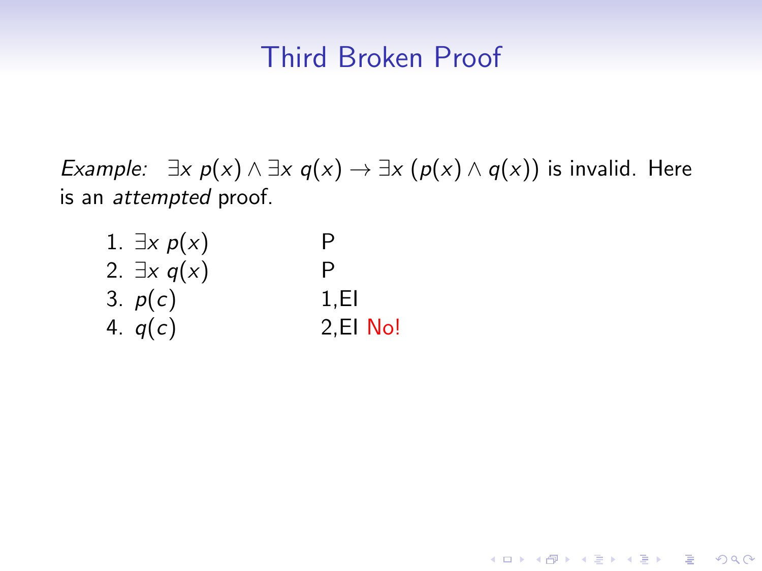# Third Broken Proof

*Example:* $\exists x\ p(x) \land \exists x\ q(x) \to \exists x\ (p(x) \land q(x))$ is invalid. Here is an *attempted* proof.

| | | |
|---|---|---|
| 1. | $\exists x\ p(x)$ | P |
| 2. | $\exists x\ q(x)$ | P |
| 3. | $p(c)$ | 1,EI |
| 4. | $q(c)$ | 2,EI No! |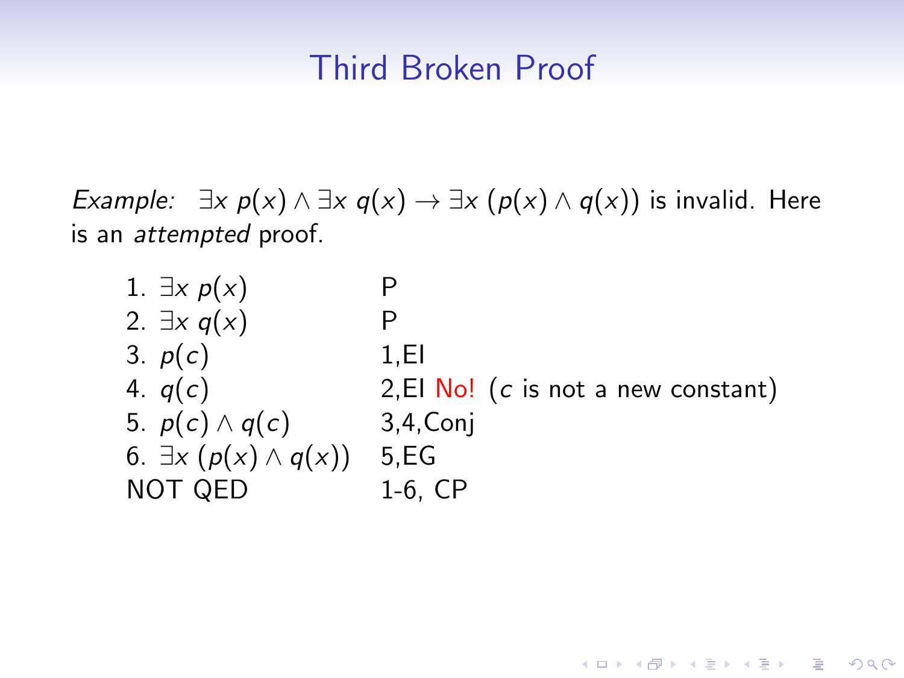# Third Broken Proof

*Example:* $\exists x\, p(x) \wedge \exists x\, q(x) \rightarrow \exists x\, (p(x) \wedge q(x))$ is invalid. Here is an *attempted* proof.

| | |
|---|---|
| 1. $\exists x\, p(x)$ | P |
| 2. $\exists x\, q(x)$ | P |
| 3. $p(c)$ | 1,EI |
| 4. $q(c)$ | 2,EI No! ($c$ is not a new constant) |
| 5. $p(c) \wedge q(c)$ | 3,4,Conj |
| 6. $\exists x\, (p(x) \wedge q(x))$ | 5,EG |
| NOT QED | 1-6, CP |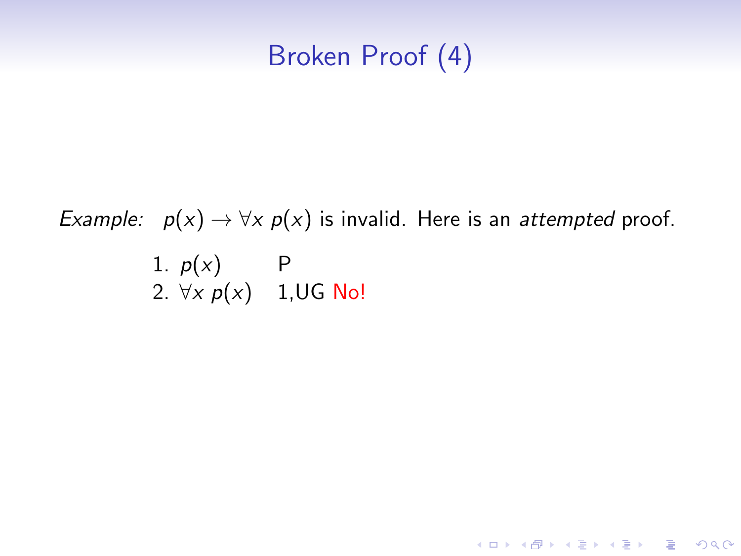# Broken Proof (4)

*Example:* $p(x) \rightarrow \forall x\ p(x)$ is invalid. Here is an *attempted* proof.

| | | |
|---|---|---|
| 1. | $p(x)$ | P |
| 2. | $\forall x\ p(x)$ | 1,UG No! |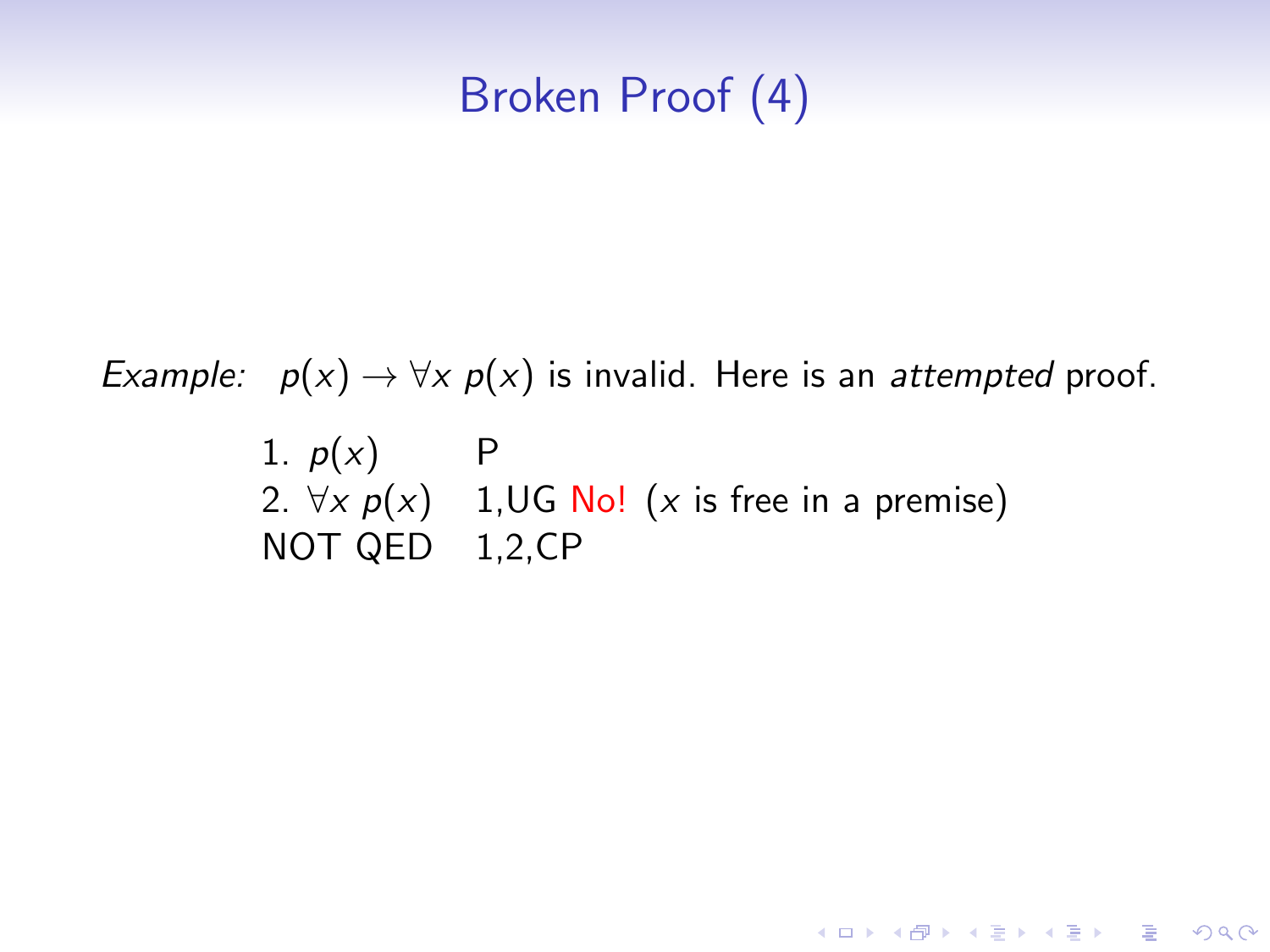# Broken Proof (4)

*Example:* $p(x) \rightarrow \forall x\ p(x)$ is invalid. Here is an *attempted* proof.

| | |
|---|---|
| 1. $p(x)$ | P |
| 2. $\forall x\ p(x)$ | 1,UG No! ($x$ is free in a premise) |
| NOT QED | 1,2,CP |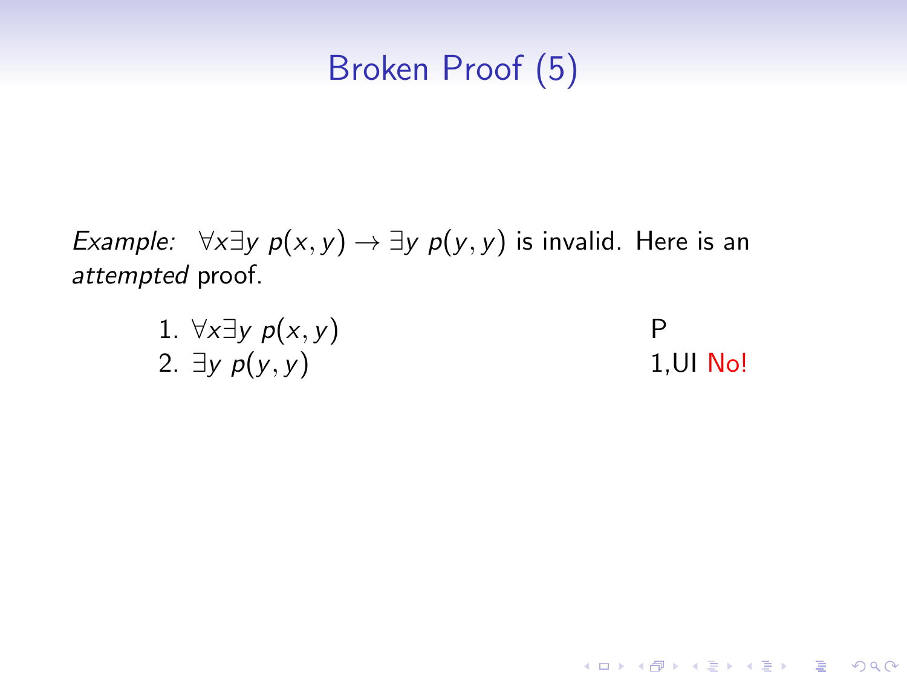# Broken Proof (5)

*Example:* $\forall x \exists y \; p(x, y) \rightarrow \exists y \; p(y, y)$ is invalid. Here is an *attempted* proof.

| | | |
|---|---|---|
| 1. | $\forall x \exists y \; p(x, y)$ | P |
| 2. | $\exists y \; p(y, y)$ | 1,UI No! |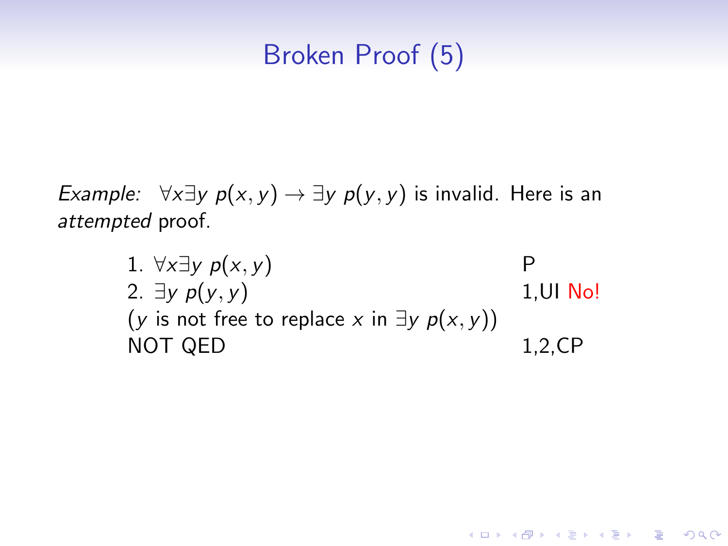# Broken Proof (5)

*Example:* $\forall x \exists y\ p(x,y) \rightarrow \exists y\ p(y,y)$ is invalid. Here is an *attempted* proof.

| | |
|---|---|
| 1. $\forall x \exists y\ p(x,y)$ | P |
| 2. $\exists y\ p(y,y)$ | 1,UI No! |
| ($y$ is not free to replace $x$ in $\exists y\ p(x,y)$) | |
| NOT QED | 1,2,CP |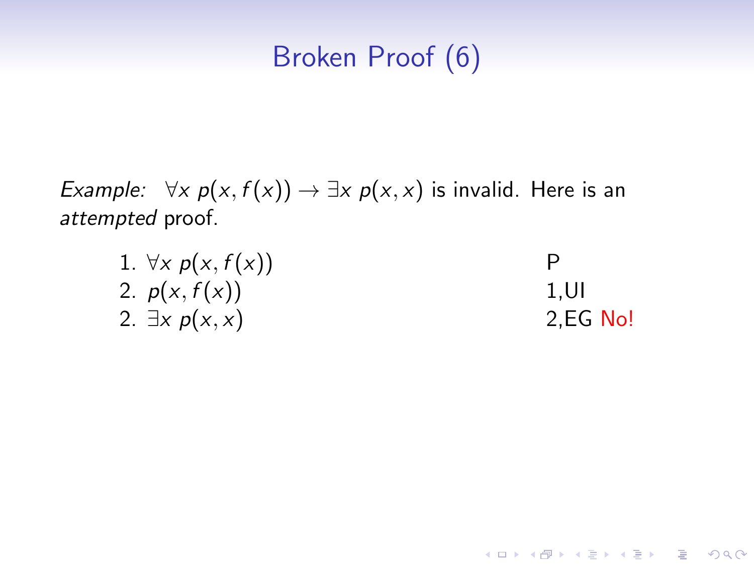# Broken Proof (6)

*Example:* $\forall x\, p(x, f(x)) \rightarrow \exists x\, p(x, x)$ is invalid. Here is an *attempted* proof.

| | | |
|---|---|---|
| 1. | $\forall x\, p(x, f(x))$ | P |
| 2. | $p(x, f(x))$ | 1,UI |
| 2. | $\exists x\, p(x, x)$ | 2,EG No! |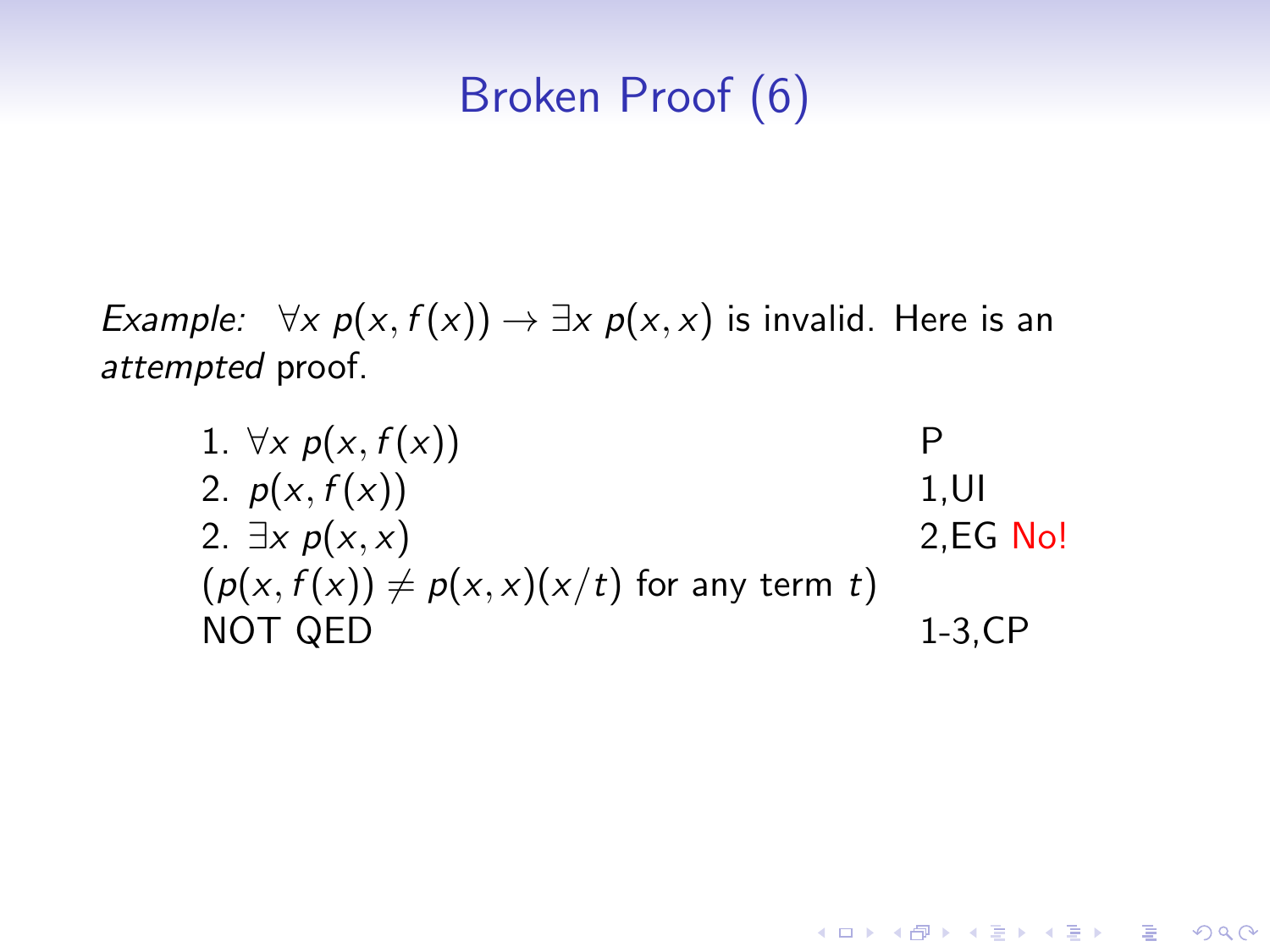# Broken Proof (6)

*Example:* $\forall x \; p(x, f(x)) \rightarrow \exists x \; p(x, x)$ is invalid. Here is an *attempted* proof.

| | |
|---|---|
| 1. $\forall x \; p(x, f(x))$ | P |
| 2. $p(x, f(x))$ | 1,UI |
| 2. $\exists x \; p(x, x)$ | 2,EG No! |
| $(p(x, f(x)) \neq p(x, x)(x/t)$ for any term $t)$ | |
| NOT QED | 1-3,CP |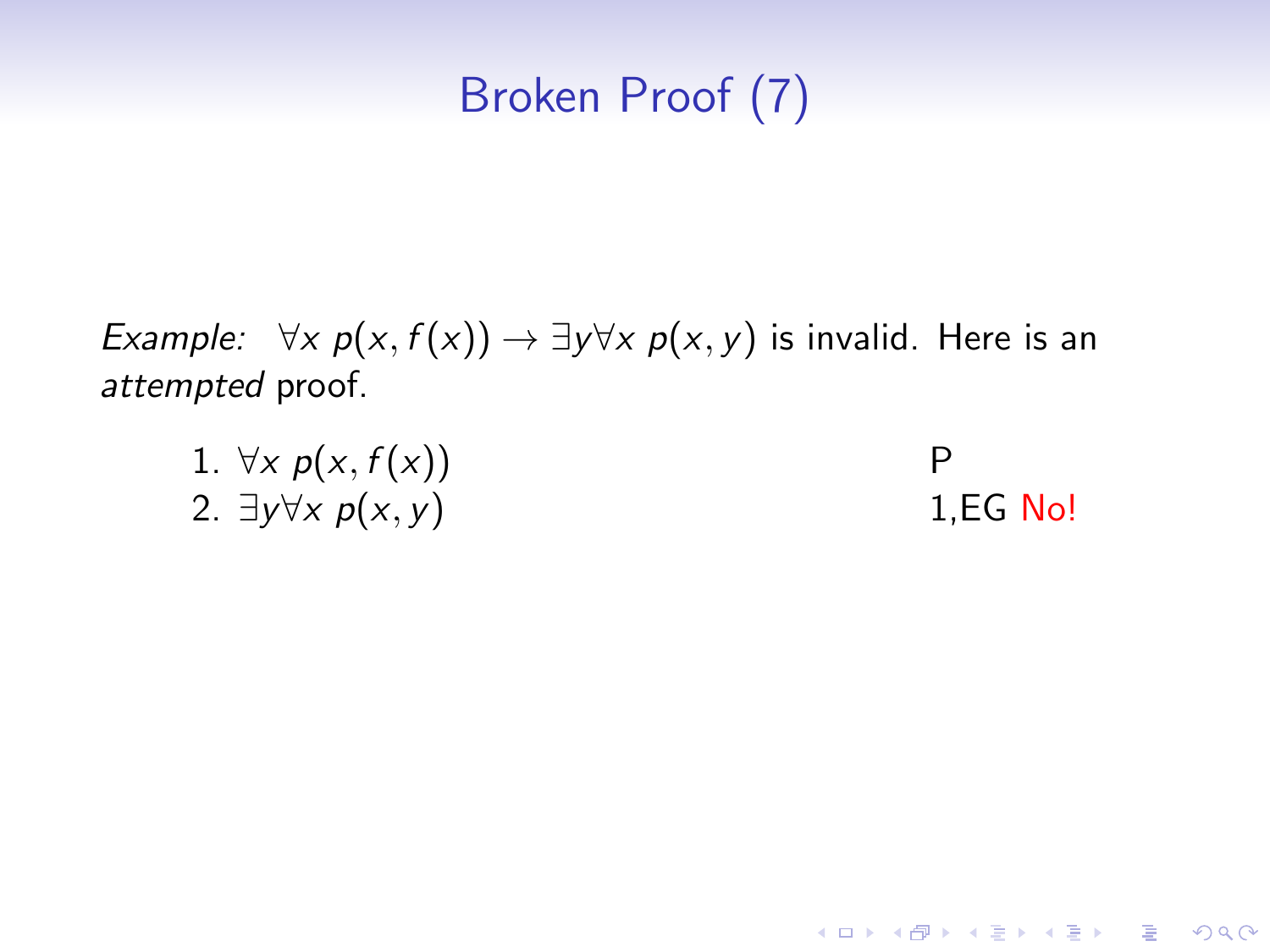# Broken Proof (7)

*Example:* $\forall x\ p(x, f(x)) \to \exists y \forall x\ p(x, y)$ is invalid. Here is an *attempted* proof.

| | | |
|---|---|---|
| 1. | $\forall x\ p(x, f(x))$ | P |
| 2. | $\exists y \forall x\ p(x, y)$ | 1,EG No! |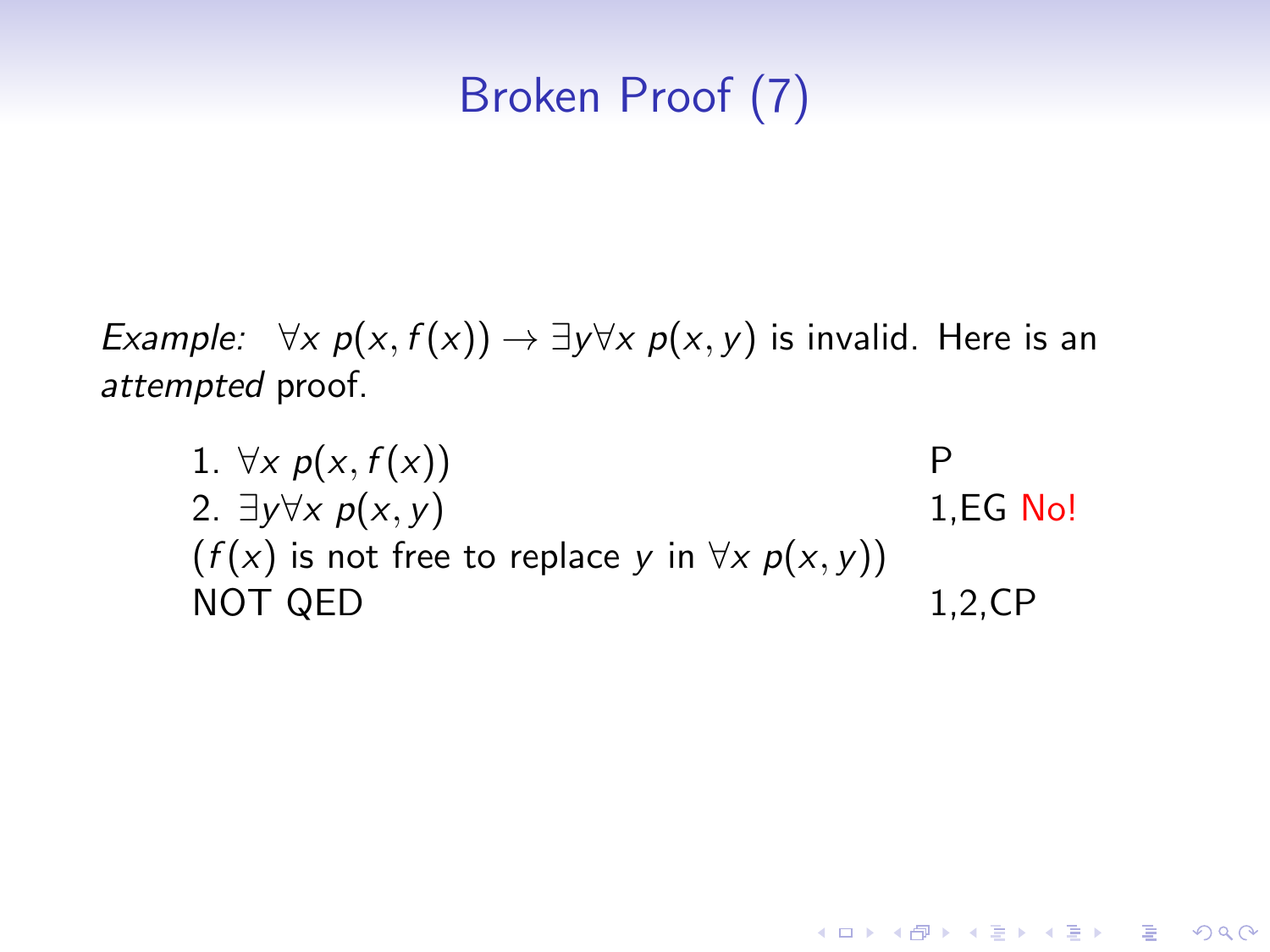# Broken Proof (7)

*Example:* $\forall x\ p(x, f(x)) \to \exists y \forall x\ p(x, y)$ is invalid. Here is an *attempted* proof.

| | |
|---|---|
| 1. $\forall x\ p(x, f(x))$ | P |
| 2. $\exists y \forall x\ p(x, y)$ | 1,EG No! |
| ($f(x)$ is not free to replace $y$ in $\forall x\ p(x, y)$) | |
| NOT QED | 1,2,CP |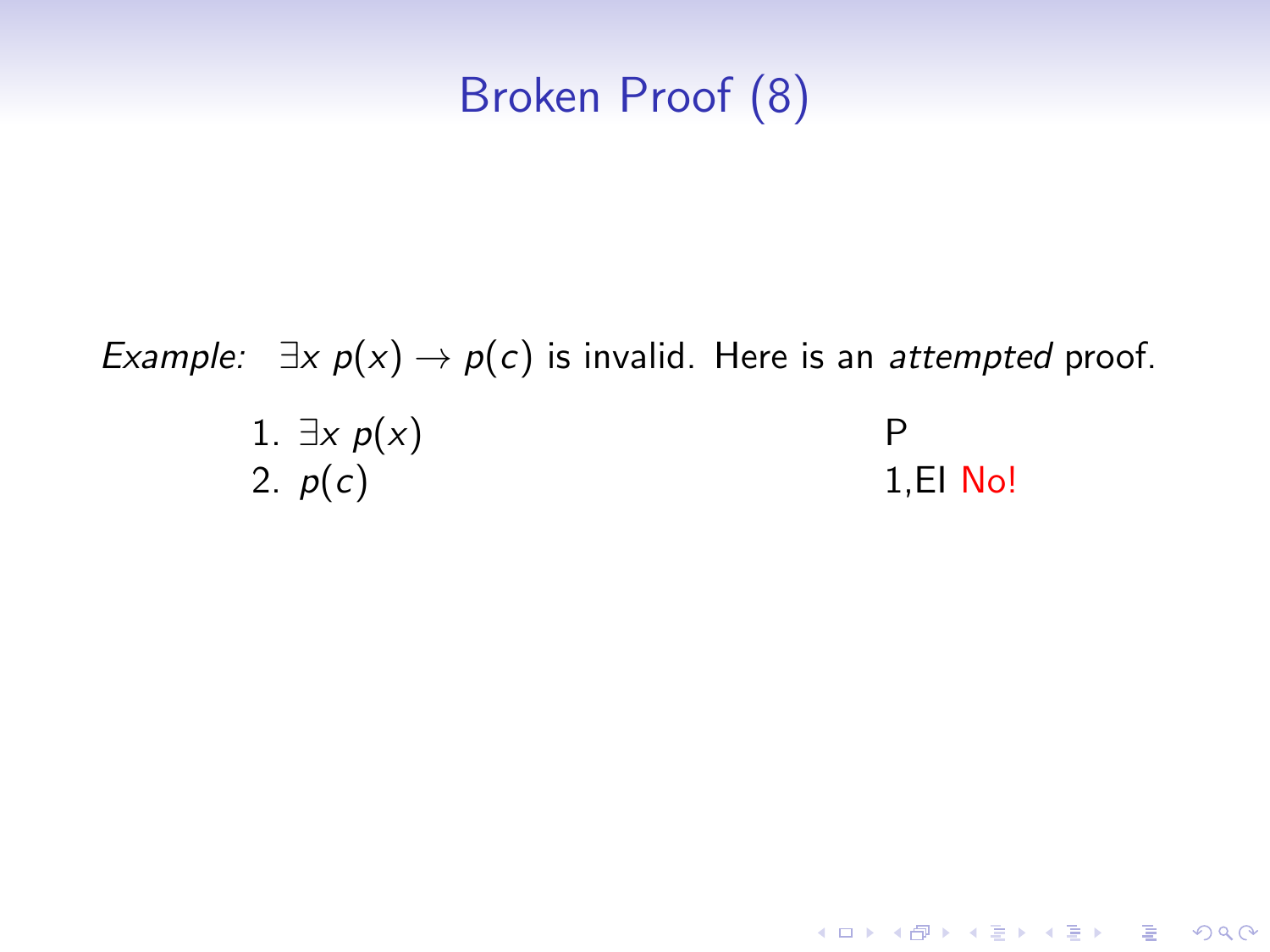# Broken Proof (8)

*Example:* $\exists x\ p(x) \rightarrow p(c)$ is invalid. Here is an *attempted* proof.

| | |
|---|---|
| 1. $\exists x\ p(x)$ | P |
| 2. $p(c)$ | 1,EI No! |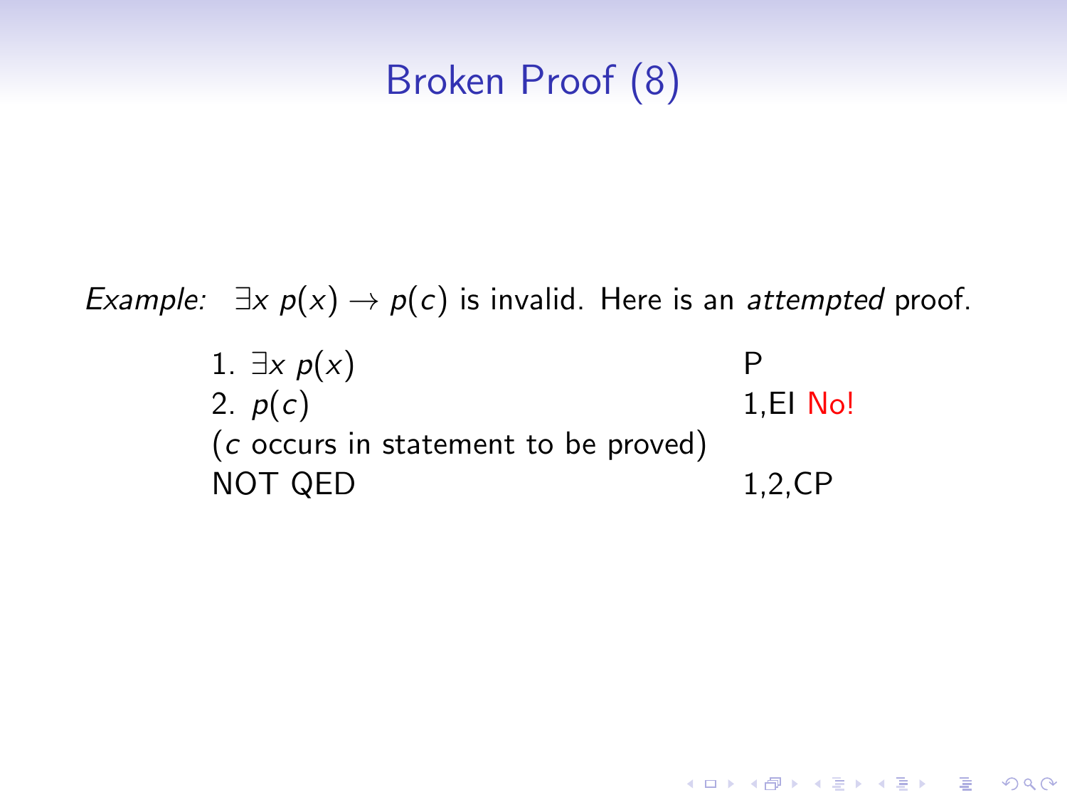# Broken Proof (8)

*Example:* $\exists x\ p(x) \rightarrow p(c)$ is invalid. Here is an *attempted* proof.

| | |
|---|---|
| 1. $\exists x\ p(x)$ | P |
| 2. $p(c)$ | 1,EI No! |
| ($c$ occurs in statement to be proved) | |
| NOT QED | 1,2,CP |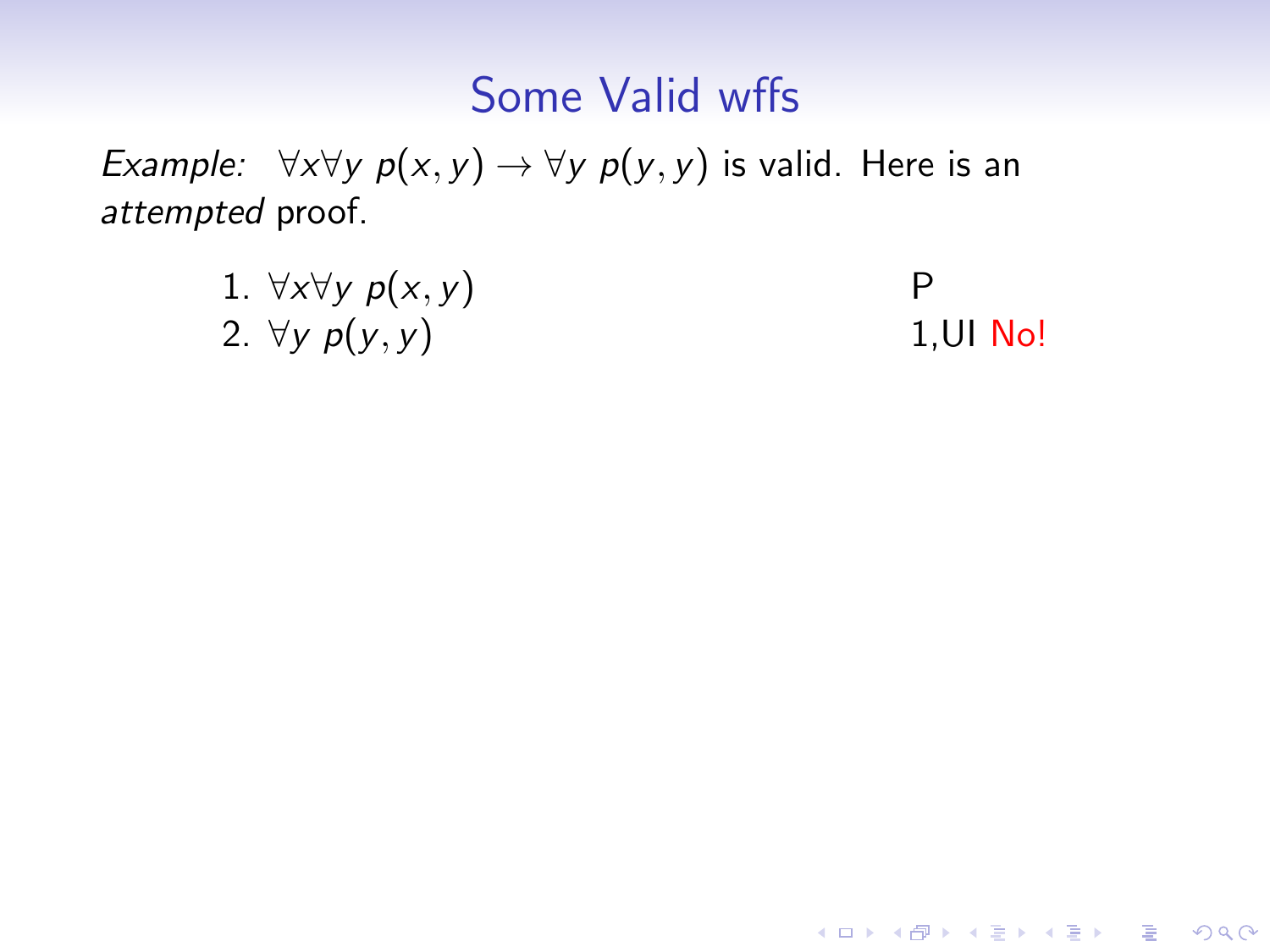# Some Valid wffs

*Example:* $\forall x \forall y\ p(x, y) \rightarrow \forall y\ p(y, y)$ is valid. Here is an *attempted* proof.

| | | |
|---|---|---|
| 1. | $\forall x \forall y\ p(x, y)$ | P |
| 2. | $\forall y\ p(y, y)$ | 1,UI No! |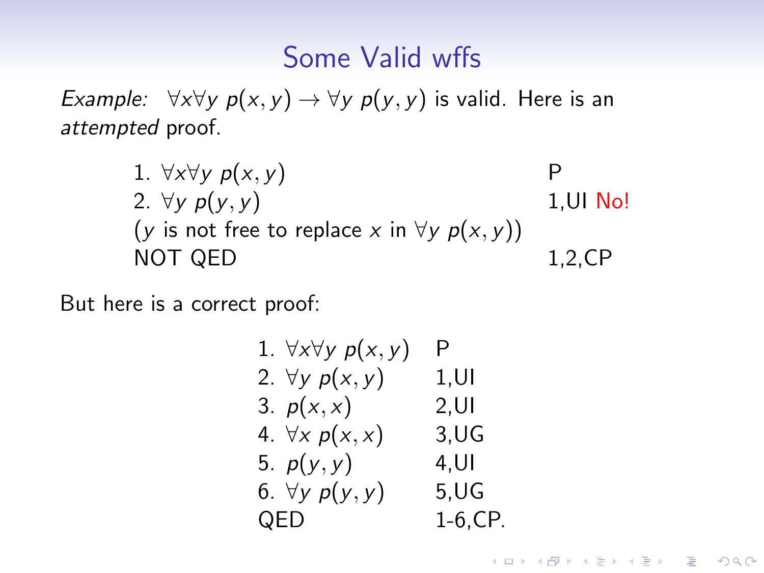# Some Valid wffs

*Example:* $\forall x \forall y\ p(x, y) \rightarrow \forall y\ p(y, y)$ is valid. Here is an *attempted* proof.

| | |
|---|---|
| 1. $\forall x \forall y\ p(x, y)$ | P |
| 2. $\forall y\ p(y, y)$ | 1,UI No! |
| ($y$ is not free to replace $x$ in $\forall y\ p(x, y)$) | |
| NOT QED | 1,2,CP |

But here is a correct proof:

| | |
|---|---|
| 1. $\forall x \forall y\ p(x, y)$ | P |
| 2. $\forall y\ p(x, y)$ | 1,UI |
| 3. $p(x, x)$ | 2,UI |
| 4. $\forall x\ p(x, x)$ | 3,UG |
| 5. $p(y, y)$ | 4,UI |
| 6. $\forall y\ p(y, y)$ | 5,UG |
| QED | 1-6,CP. |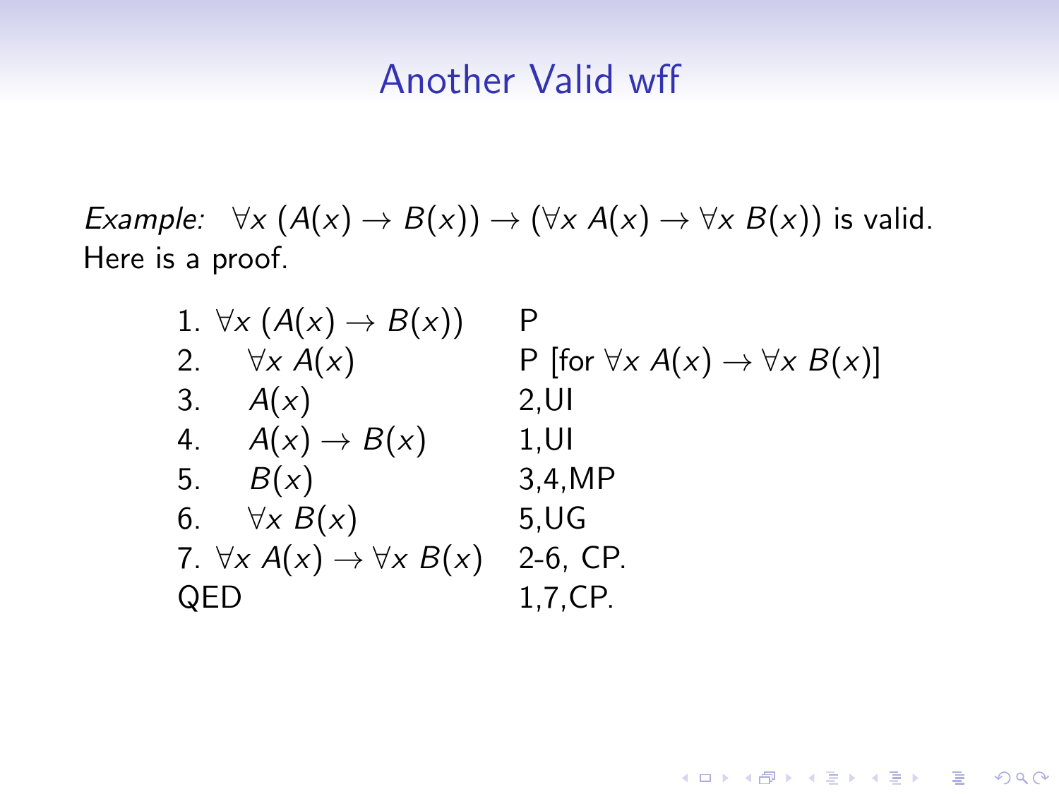# Another Valid wff

*Example:* $\forall x\,(A(x) \rightarrow B(x)) \rightarrow (\forall x\, A(x) \rightarrow \forall x\, B(x))$ is valid.
Here is a proof.

| | | |
|---|---|---|
| 1. | $\forall x\,(A(x) \rightarrow B(x))$ | P |
| 2. | $\quad\forall x\, A(x)$ | P [for $\forall x\, A(x) \rightarrow \forall x\, B(x)$] |
| 3. | $\quad A(x)$ | 2,UI |
| 4. | $\quad A(x) \rightarrow B(x)$ | 1,UI |
| 5. | $\quad B(x)$ | 3,4,MP |
| 6. | $\quad\forall x\, B(x)$ | 5,UG |
| 7. | $\forall x\, A(x) \rightarrow \forall x\, B(x)$ | 2-6, CP. |
| QED | | 1,7,CP. |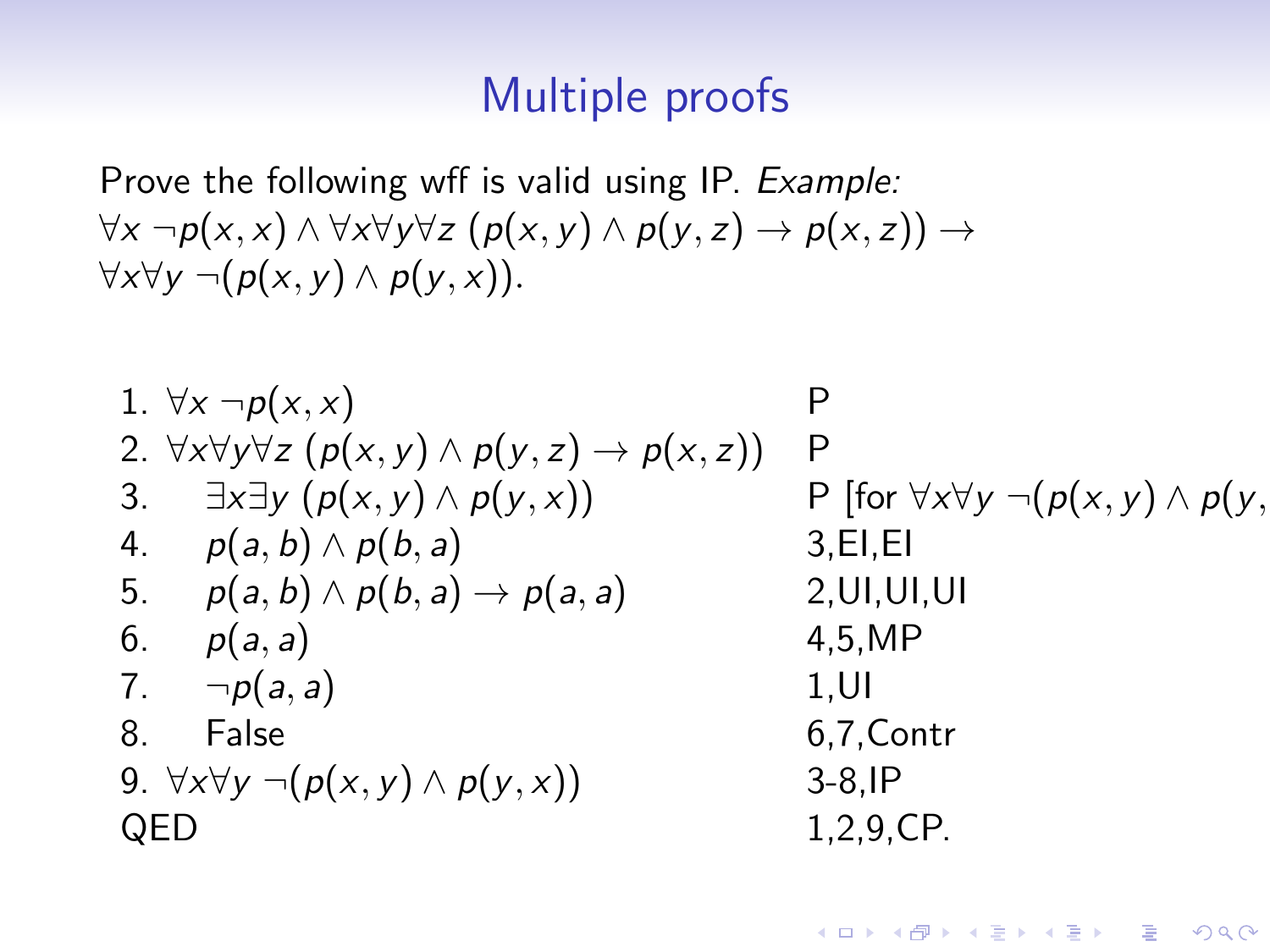# Multiple proofs

Prove the following wff is valid using IP. *Example:*
$\forall x\, \neg p(x,x) \wedge \forall x \forall y \forall z\, (p(x,y) \wedge p(y,z) \rightarrow p(x,z)) \rightarrow \forall x \forall y\, \neg(p(x,y) \wedge p(y,x))$.

| | | |
|---|---|---|
| 1. | $\forall x\, \neg p(x,x)$ | P |
| 2. | $\forall x \forall y \forall z\, (p(x,y) \wedge p(y,z) \rightarrow p(x,z))$ | P |
| 3. | $\quad \exists x \exists y\, (p(x,y) \wedge p(y,x))$ | P [for $\forall x \forall y\, \neg(p(x,y) \wedge p(y,$ |
| 4. | $\quad p(a,b) \wedge p(b,a)$ | 3,EI,EI |
| 5. | $\quad p(a,b) \wedge p(b,a) \rightarrow p(a,a)$ | 2,UI,UI,UI |
| 6. | $\quad p(a,a)$ | 4,5,MP |
| 7. | $\quad \neg p(a,a)$ | 1,UI |
| 8. | $\quad$ False | 6,7,Contr |
| 9. | $\forall x \forall y\, \neg(p(x,y) \wedge p(y,x))$ | 3-8,IP |
| QED | | 1,2,9,CP. |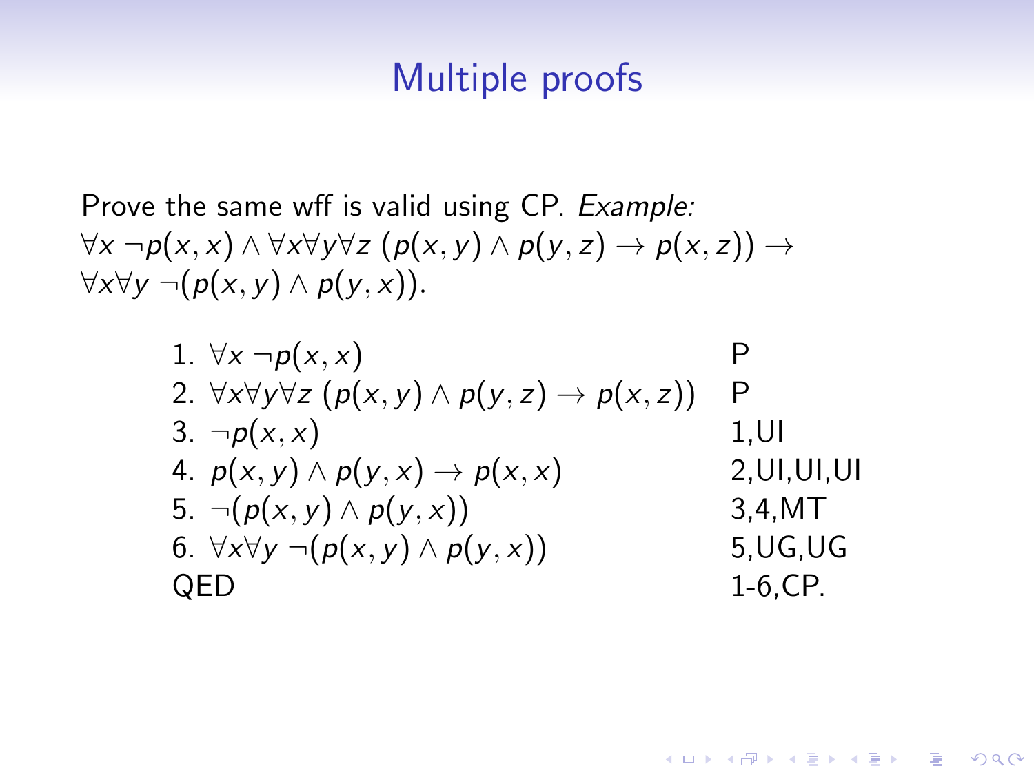# Multiple proofs

Prove the same wff is valid using CP. *Example:*
$\forall x\, \neg p(x,x) \wedge \forall x \forall y \forall z\, (p(x,y) \wedge p(y,z) \rightarrow p(x,z)) \rightarrow \forall x \forall y\, \neg(p(x,y) \wedge p(y,x))$.

| | | |
|---|---|---|
| 1. | $\forall x\, \neg p(x,x)$ | P |
| 2. | $\forall x \forall y \forall z\, (p(x,y) \wedge p(y,z) \rightarrow p(x,z))$ | P |
| 3. | $\neg p(x,x)$ | 1,UI |
| 4. | $p(x,y) \wedge p(y,x) \rightarrow p(x,x)$ | 2,UI,UI,UI |
| 5. | $\neg(p(x,y) \wedge p(y,x))$ | 3,4,MT |
| 6. | $\forall x \forall y\, \neg(p(x,y) \wedge p(y,x))$ | 5,UG,UG |
| QED | | 1-6,CP. |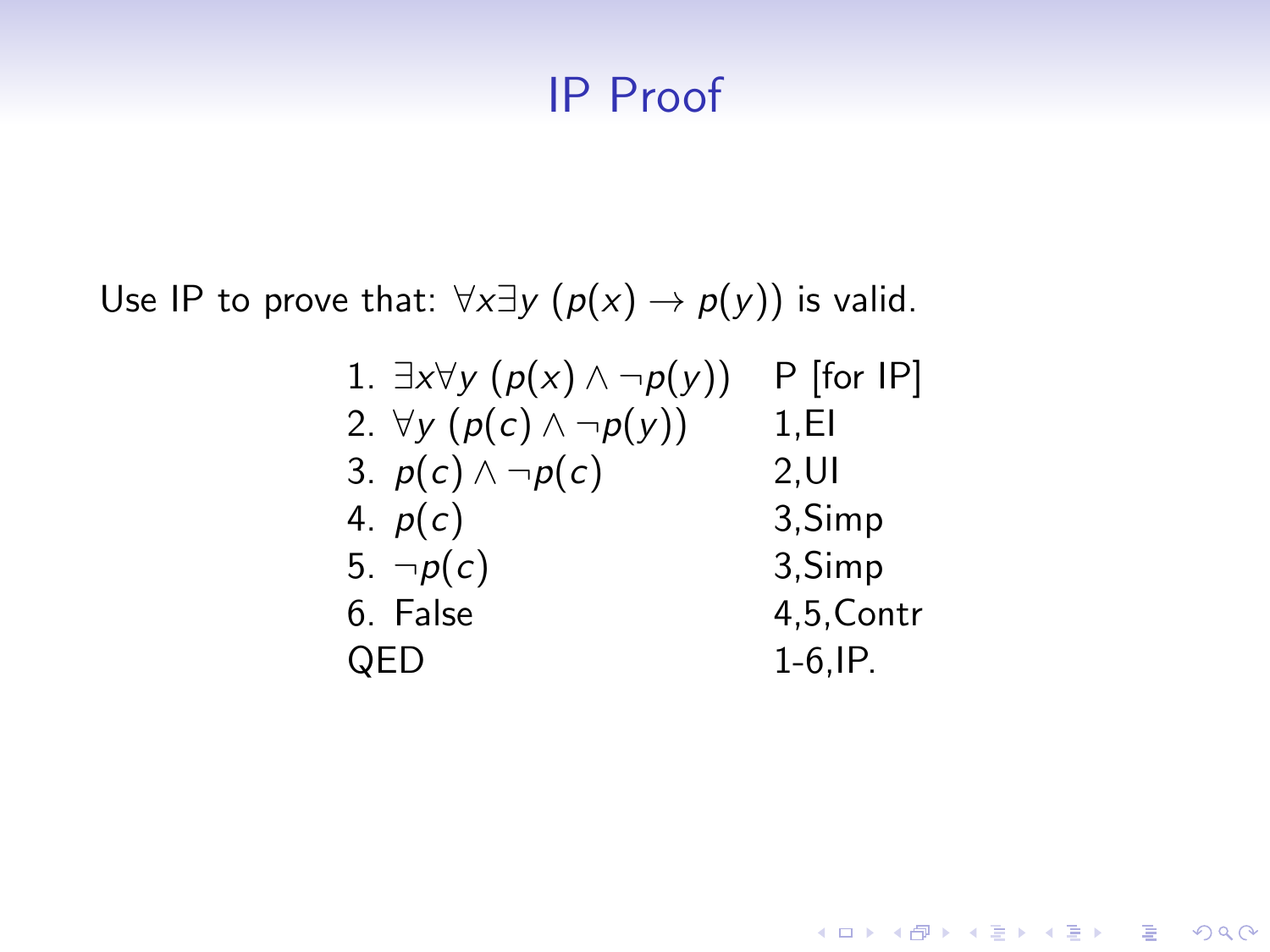# IP Proof

Use IP to prove that: $\forall x \exists y \, (p(x) \rightarrow p(y))$ is valid.

| | |
|---|---|
| 1. $\exists x \forall y \, (p(x) \wedge \neg p(y))$ | P [for IP] |
| 2. $\forall y \, (p(c) \wedge \neg p(y))$ | 1,EI |
| 3. $p(c) \wedge \neg p(c)$ | 2,UI |
| 4. $p(c)$ | 3,Simp |
| 5. $\neg p(c)$ | 3,Simp |
| 6. False | 4,5,Contr |
| QED | 1-6,IP. |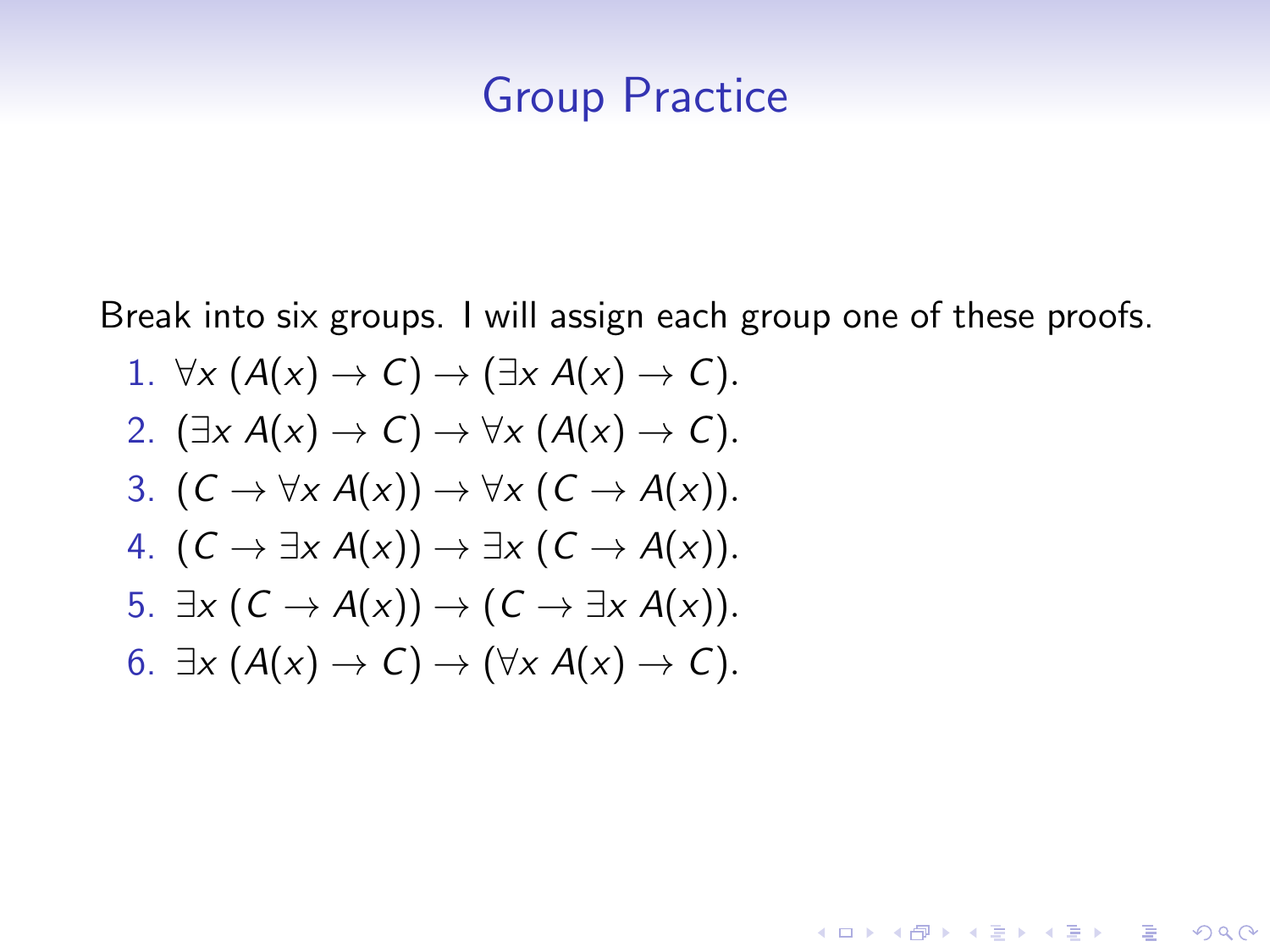# Group Practice

Break into six groups. I will assign each group one of these proofs.

1. $\forall x\, (A(x) \to C) \to (\exists x\, A(x) \to C)$.
2. $(\exists x\, A(x) \to C) \to \forall x\, (A(x) \to C)$.
3. $(C \to \forall x\, A(x)) \to \forall x\, (C \to A(x))$.
4. $(C \to \exists x\, A(x)) \to \exists x\, (C \to A(x))$.
5. $\exists x\, (C \to A(x)) \to (C \to \exists x\, A(x))$.
6. $\exists x\, (A(x) \to C) \to (\forall x\, A(x) \to C)$.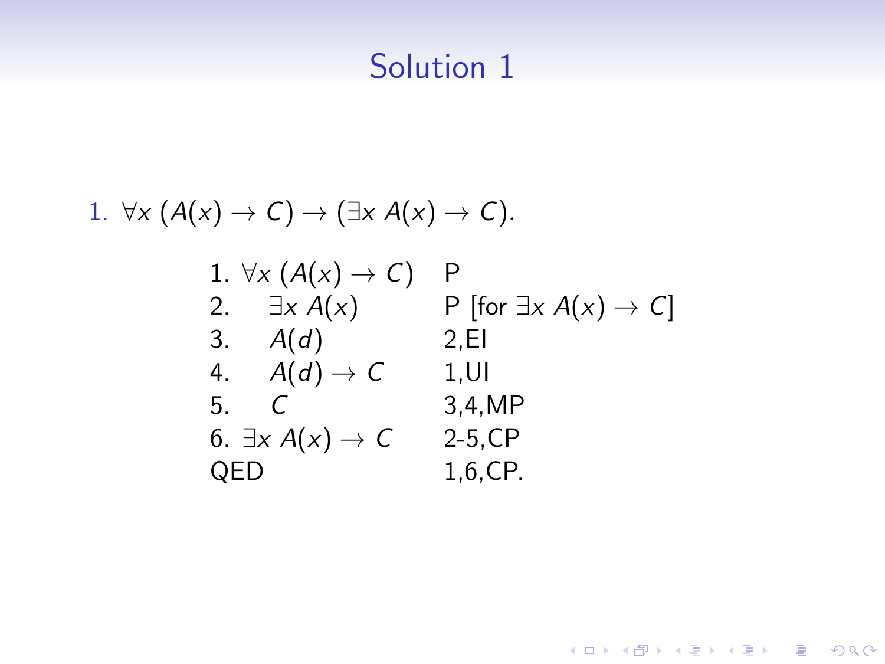# Solution 1

1. $\forall x\, (A(x) \to C) \to (\exists x\, A(x) \to C)$.

| | | |
|---|---|---|
| 1. | $\forall x\, (A(x) \to C)$ | P |
| 2. | $\quad \exists x\, A(x)$ | P [for $\exists x\, A(x) \to C$] |
| 3. | $\quad A(d)$ | 2,EI |
| 4. | $\quad A(d) \to C$ | 1,UI |
| 5. | $\quad C$ | 3,4,MP |
| 6. | $\exists x\, A(x) \to C$ | 2-5,CP |
| QED | | 1,6,CP. |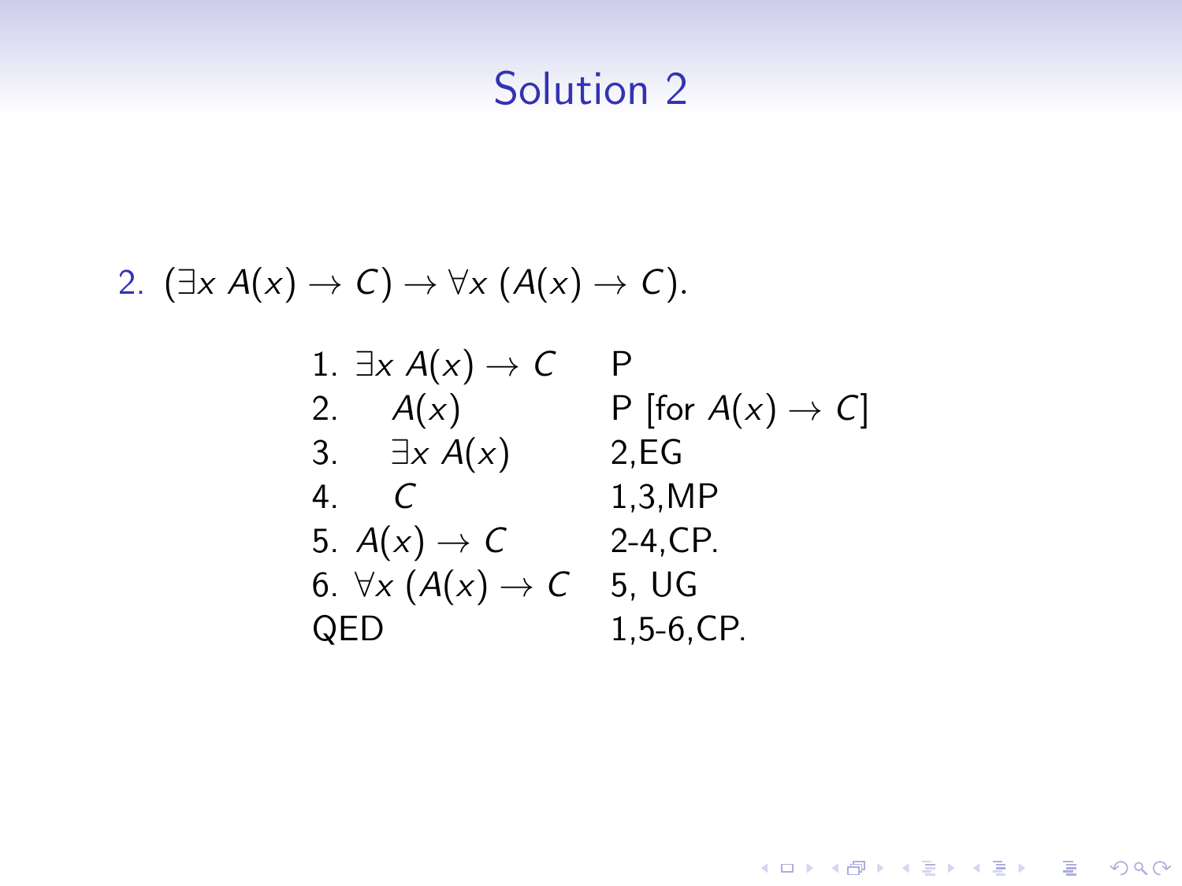# Solution 2

2. $(\exists x\, A(x) \to C) \to \forall x\, (A(x) \to C)$.

| | |
|---|---|
| 1. $\exists x\, A(x) \to C$ | P |
| 2. $\quad A(x)$ | P [for $A(x) \to C$] |
| 3. $\quad \exists x\, A(x)$ | 2,EG |
| 4. $\quad C$ | 1,3,MP |
| 5. $A(x) \to C$ | 2-4,CP. |
| 6. $\forall x\, (A(x) \to C$ | 5, UG |
| QED | 1,5-6,CP. |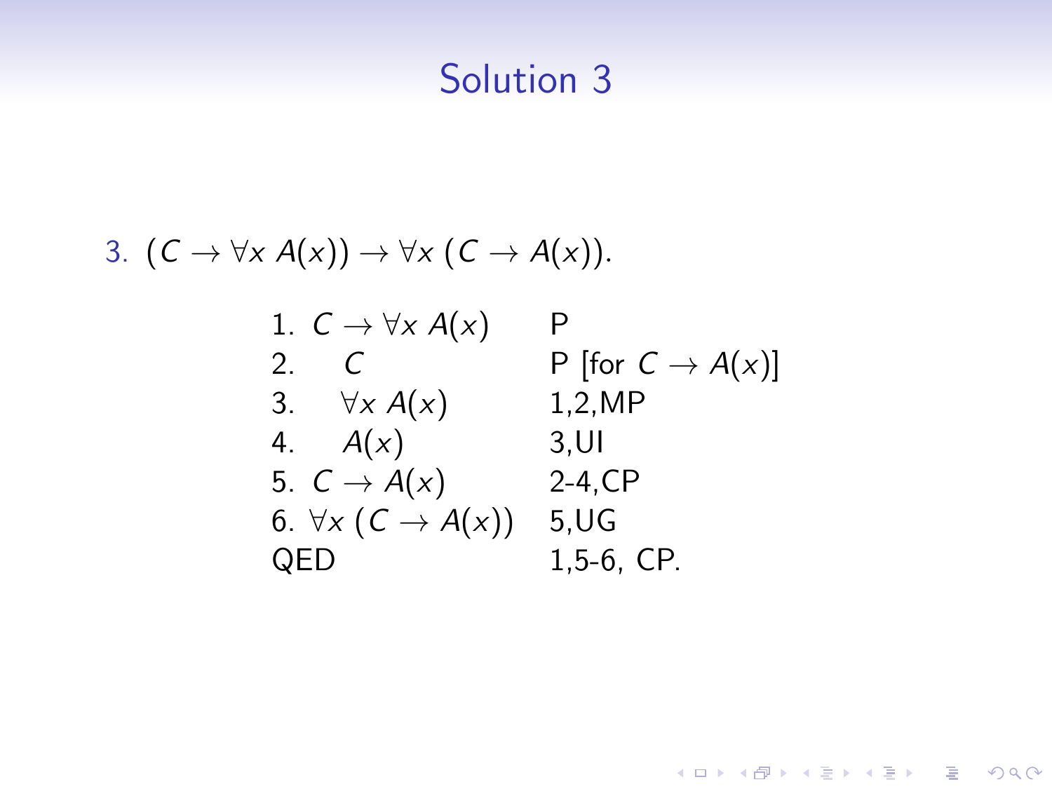# Solution 3

3. $(C \to \forall x\, A(x)) \to \forall x\, (C \to A(x))$.

| | | |
|---|---|---|
| 1. | $C \to \forall x\, A(x)$ | P |
| 2. | $\quad C$ | P [for $C \to A(x)$] |
| 3. | $\quad \forall x\, A(x)$ | 1,2,MP |
| 4. | $\quad A(x)$ | 3,UI |
| 5. | $C \to A(x)$ | 2-4,CP |
| 6. | $\forall x\, (C \to A(x))$ | 5,UG |
| QED | | 1,5-6, CP. |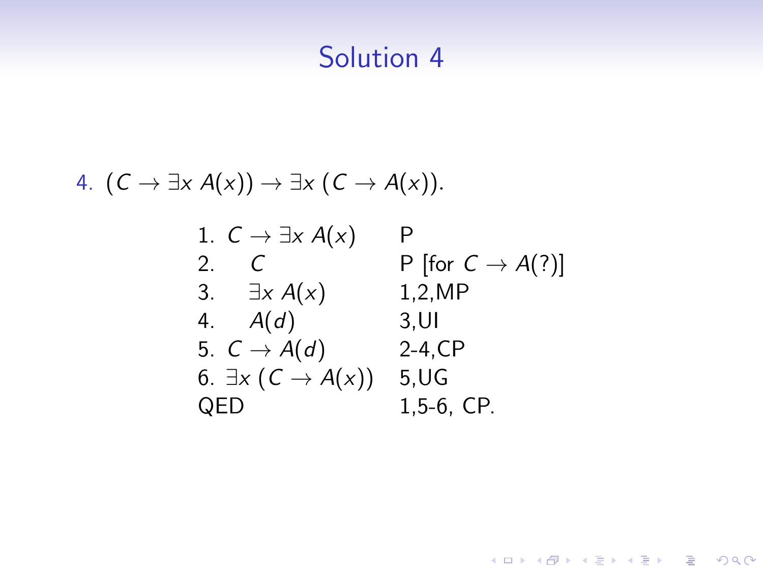# Solution 4

4. $(C \to \exists x\, A(x)) \to \exists x\, (C \to A(x))$.

| | | |
|---|---|---|
| 1. | $C \to \exists x\, A(x)$ | P |
| 2. | $\quad C$ | P [for $C \to A(?)$] |
| 3. | $\quad \exists x\, A(x)$ | 1,2,MP |
| 4. | $\quad A(d)$ | 3,UI |
| 5. | $C \to A(d)$ | 2-4,CP |
| 6. | $\exists x\, (C \to A(x))$ | 5,UG |
| QED | | 1,5-6, CP. |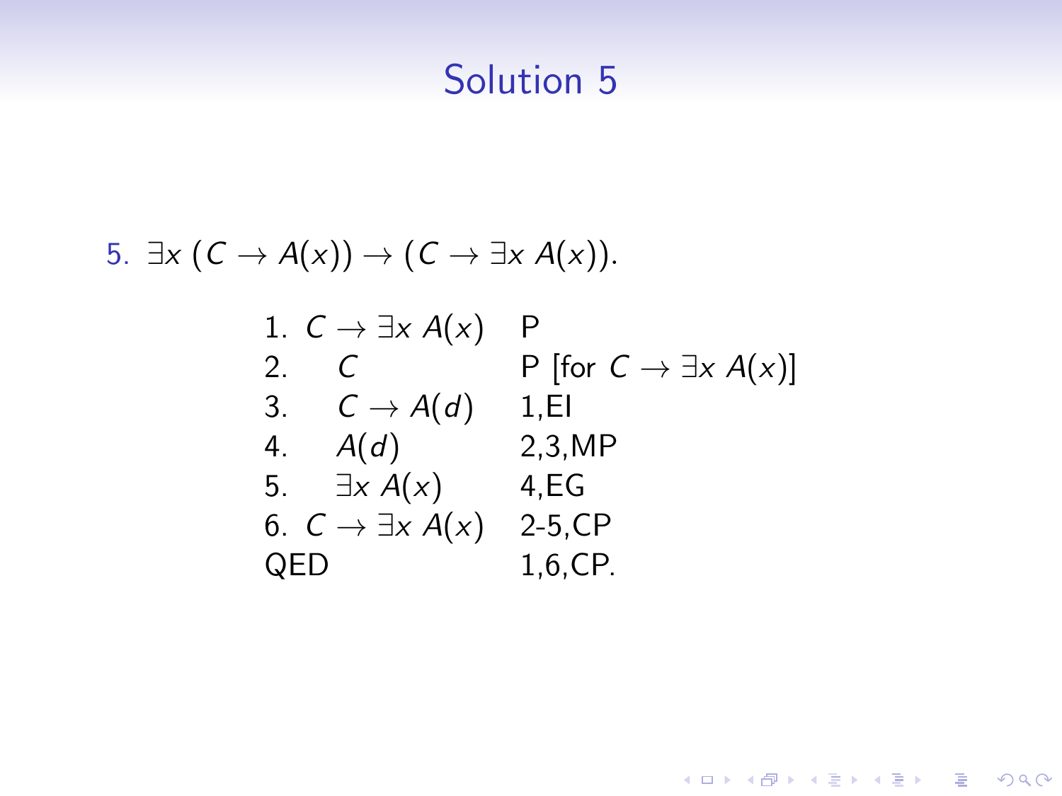# Solution 5

5. $\exists x\,(C \to A(x)) \to (C \to \exists x\, A(x))$.

| | | |
|---|---|---|
| 1. | $C \to \exists x\, A(x)$ | P |
| 2. | $C$ | P [for $C \to \exists x\, A(x)$] |
| 3. | $C \to A(d)$ | 1,EI |
| 4. | $A(d)$ | 2,3,MP |
| 5. | $\exists x\, A(x)$ | 4,EG |
| 6. | $C \to \exists x\, A(x)$ | 2-5,CP |
| QED | | 1,6,CP. |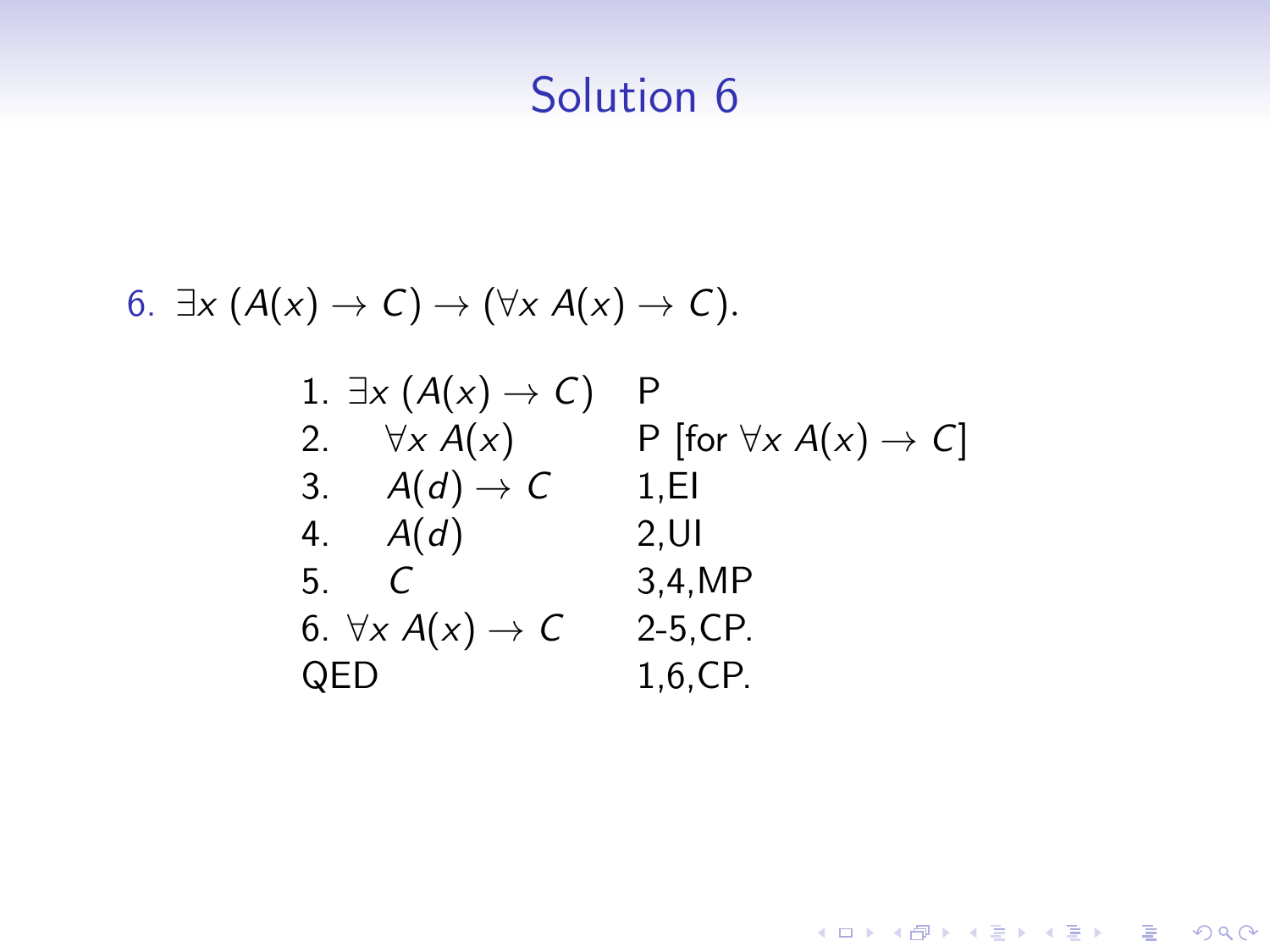# Solution 6

6. $\exists x\,(A(x) \to C) \to (\forall x\,A(x) \to C)$.

| | | |
|---|---|---|
| 1. | $\exists x\,(A(x) \to C)$ | P |
| 2. | $\quad \forall x\,A(x)$ | P [for $\forall x\,A(x) \to C$] |
| 3. | $\quad A(d) \to C$ | 1,EI |
| 4. | $\quad A(d)$ | 2,UI |
| 5. | $\quad C$ | 3,4,MP |
| 6. | $\forall x\,A(x) \to C$ | 2-5,CP. |
| QED | | 1,6,CP. |